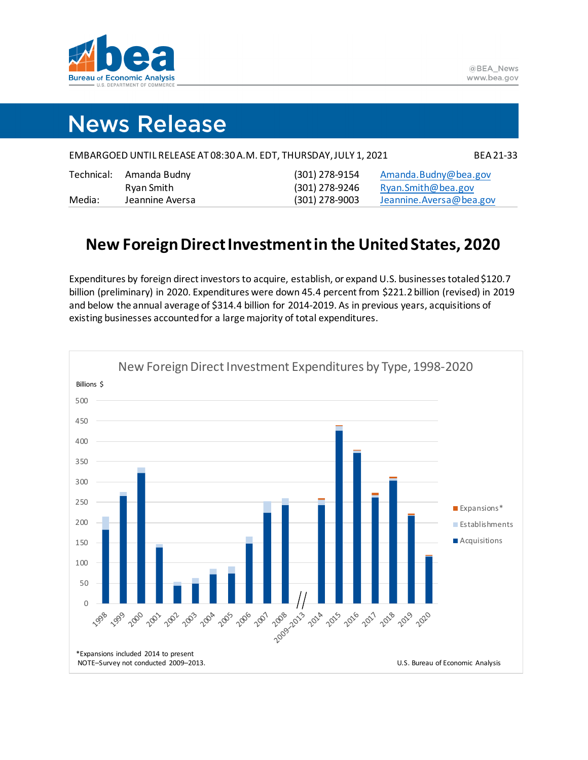**bea** Bureau of Economic Analysis
U.S. DEPARTMENT OF COMMERCE

@BEA_News
www.bea.gov

# News Release

EMBARGOED UNTIL RELEASE AT 08:30 A.M. EDT, THURSDAY, JULY 1, 2021 BEA 21-33

| | | | |
|---|---|---|---|
| Technical: | Amanda Budny | (301) 278-9154 | Amanda.Budny@bea.gov |
| | Ryan Smith | (301) 278-9246 | Ryan.Smith@bea.gov |
| Media: | Jeannine Aversa | (301) 278-9003 | Jeannine.Aversa@bea.gov |

## New Foreign Direct Investment in the United States, 2020

Expenditures by foreign direct investors to acquire, establish, or expand U.S. businesses totaled $120.7 billion (preliminary) in 2020. Expenditures were down 45.4 percent from $221.2 billion (revised) in 2019 and below the annual average of $314.4 billion for 2014-2019. As in previous years, acquisitions of existing businesses accounted for a large majority of total expenditures.

New Foreign Direct Investment Expenditures by Type, 1998-2020

*Expansions included 2014 to present
NOTE–Survey not conducted 2009–2013.

U.S. Bureau of Economic Analysis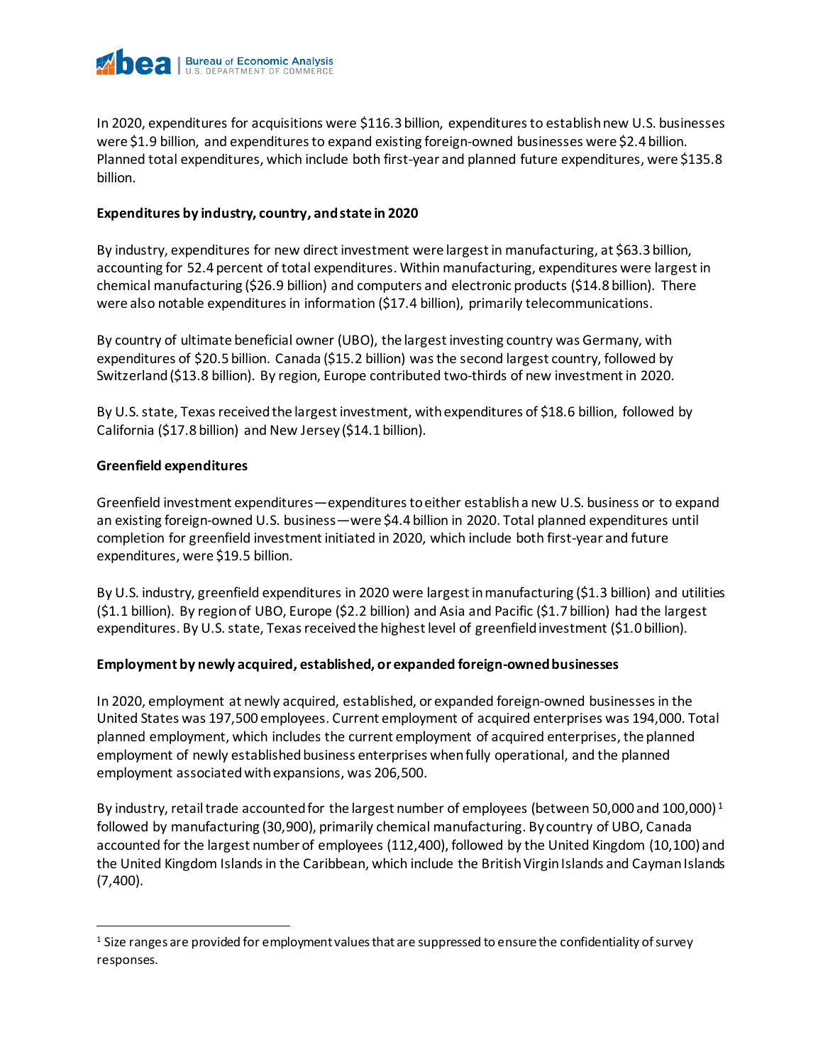In 2020, expenditures for acquisitions were $116.3 billion, expenditures to establish new U.S. businesses were $1.9 billion, and expenditures to expand existing foreign-owned businesses were $2.4 billion. Planned total expenditures, which include both first-year and planned future expenditures, were $135.8 billion.

**Expenditures by industry, country, and state in 2020**

By industry, expenditures for new direct investment were largest in manufacturing, at $63.3 billion, accounting for 52.4 percent of total expenditures. Within manufacturing, expenditures were largest in chemical manufacturing ($26.9 billion) and computers and electronic products ($14.8 billion). There were also notable expenditures in information ($17.4 billion), primarily telecommunications.

By country of ultimate beneficial owner (UBO), the largest investing country was Germany, with expenditures of $20.5 billion. Canada ($15.2 billion) was the second largest country, followed by Switzerland ($13.8 billion). By region, Europe contributed two-thirds of new investment in 2020.

By U.S. state, Texas received the largest investment, with expenditures of $18.6 billion, followed by California ($17.8 billion) and New Jersey ($14.1 billion).

**Greenfield expenditures**

Greenfield investment expenditures—expenditures to either establish a new U.S. business or to expand an existing foreign-owned U.S. business—were $4.4 billion in 2020. Total planned expenditures until completion for greenfield investment initiated in 2020, which include both first-year and future expenditures, were $19.5 billion.

By U.S. industry, greenfield expenditures in 2020 were largest in manufacturing ($1.3 billion) and utilities ($1.1 billion). By region of UBO, Europe ($2.2 billion) and Asia and Pacific ($1.7 billion) had the largest expenditures. By U.S. state, Texas received the highest level of greenfield investment ($1.0 billion).

**Employment by newly acquired, established, or expanded foreign-owned businesses**

In 2020, employment at newly acquired, established, or expanded foreign-owned businesses in the United States was 197,500 employees. Current employment of acquired enterprises was 194,000. Total planned employment, which includes the current employment of acquired enterprises, the planned employment of newly established business enterprises when fully operational, and the planned employment associated with expansions, was 206,500.

By industry, retail trade accounted for the largest number of employees (between 50,000 and 100,000)[1] followed by manufacturing (30,900), primarily chemical manufacturing. By country of UBO, Canada accounted for the largest number of employees (112,400), followed by the United Kingdom (10,100) and the United Kingdom Islands in the Caribbean, which include the British Virgin Islands and Cayman Islands (7,400).

[1] Size ranges are provided for employment values that are suppressed to ensure the confidentiality of survey responses.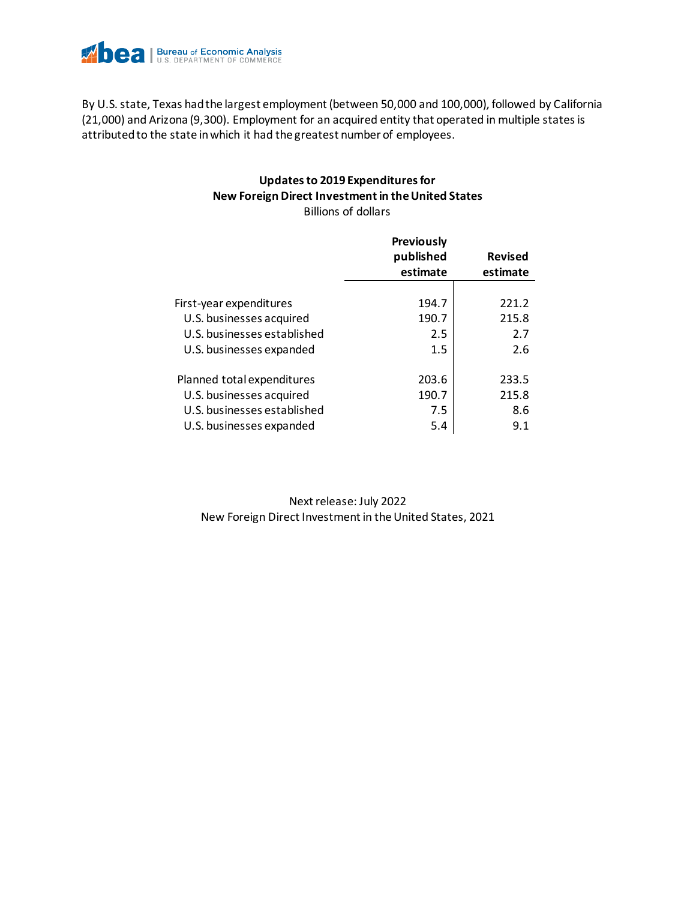By U.S. state, Texas had the largest employment (between 50,000 and 100,000), followed by California (21,000) and Arizona (9,300). Employment for an acquired entity that operated in multiple states is attributed to the state in which it had the greatest number of employees.

**Updates to 2019 Expenditures for**
**New Foreign Direct Investment in the United States**
Billions of dollars

| | Previously published estimate | Revised estimate |
|---|---|---|
| First-year expenditures | 194.7 | 221.2 |
| U.S. businesses acquired | 190.7 | 215.8 |
| U.S. businesses established | 2.5 | 2.7 |
| U.S. businesses expanded | 1.5 | 2.6 |
| Planned total expenditures | 203.6 | 233.5 |
| U.S. businesses acquired | 190.7 | 215.8 |
| U.S. businesses established | 7.5 | 8.6 |
| U.S. businesses expanded | 5.4 | 9.1 |

Next release: July 2022
New Foreign Direct Investment in the United States, 2021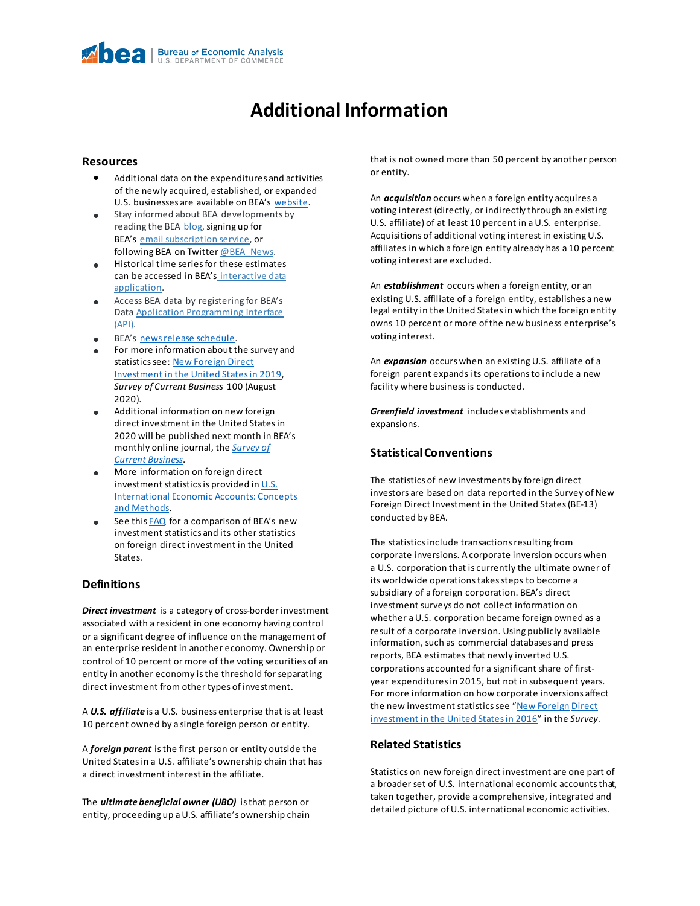# Additional Information

## Resources

- Additional data on the expenditures and activities of the newly acquired, established, or expanded U.S. businesses are available on BEA's website.
- Stay informed about BEA developments by reading the BEA blog, signing up for BEA's email subscription service, or following BEA on Twitter @BEA_News.
- Historical time series for these estimates can be accessed in BEA's interactive data application.
- Access BEA data by registering for BEA's Data Application Programming Interface (API).
- BEA's news release schedule.
- For more information about the survey and statistics see: New Foreign Direct Investment in the United States in 2019, *Survey of Current Business* 100 (August 2020).
- Additional information on new foreign direct investment in the United States in 2020 will be published next month in BEA's monthly online journal, the *Survey of Current Business*.
- More information on foreign direct investment statistics is provided in U.S. International Economic Accounts: Concepts and Methods.
- See this FAQ for a comparison of BEA's new investment statistics and its other statistics on foreign direct investment in the United States.

## Definitions

***Direct investment*** is a category of cross-border investment associated with a resident in one economy having control or a significant degree of influence on the management of an enterprise resident in another economy. Ownership or control of 10 percent or more of the voting securities of an entity in another economy is the threshold for separating direct investment from other types of investment.

A ***U.S. affiliate*** is a U.S. business enterprise that is at least 10 percent owned by a single foreign person or entity.

A ***foreign parent*** is the first person or entity outside the United States in a U.S. affiliate's ownership chain that has a direct investment interest in the affiliate.

The ***ultimate beneficial owner (UBO)*** is that person or entity, proceeding up a U.S. affiliate's ownership chain that is not owned more than 50 percent by another person or entity.

An ***acquisition*** occurs when a foreign entity acquires a voting interest (directly, or indirectly through an existing U.S. affiliate) of at least 10 percent in a U.S. enterprise. Acquisitions of additional voting interest in existing U.S. affiliates in which a foreign entity already has a 10 percent voting interest are excluded.

An ***establishment*** occurs when a foreign entity, or an existing U.S. affiliate of a foreign entity, establishes a new legal entity in the United States in which the foreign entity owns 10 percent or more of the new business enterprise's voting interest.

An ***expansion*** occurs when an existing U.S. affiliate of a foreign parent expands its operations to include a new facility where business is conducted.

***Greenfield investment*** includes establishments and expansions.

## Statistical Conventions

The statistics of new investments by foreign direct investors are based on data reported in the Survey of New Foreign Direct Investment in the United States (BE-13) conducted by BEA.

The statistics include transactions resulting from corporate inversions. A corporate inversion occurs when a U.S. corporation that is currently the ultimate owner of its worldwide operations takes steps to become a subsidiary of a foreign corporation. BEA's direct investment surveys do not collect information on whether a U.S. corporation became foreign owned as a result of a corporate inversion. Using publicly available information, such as commercial databases and press reports, BEA estimates that newly inverted U.S. corporations accounted for a significant share of first-year expenditures in 2015, but not in subsequent years. For more information on how corporate inversions affect the new investment statistics see "New Foreign Direct investment in the United States in 2016" in the *Survey*.

## Related Statistics

Statistics on new foreign direct investment are one part of a broader set of U.S. international economic accounts that, taken together, provide a comprehensive, integrated and detailed picture of U.S. international economic activities.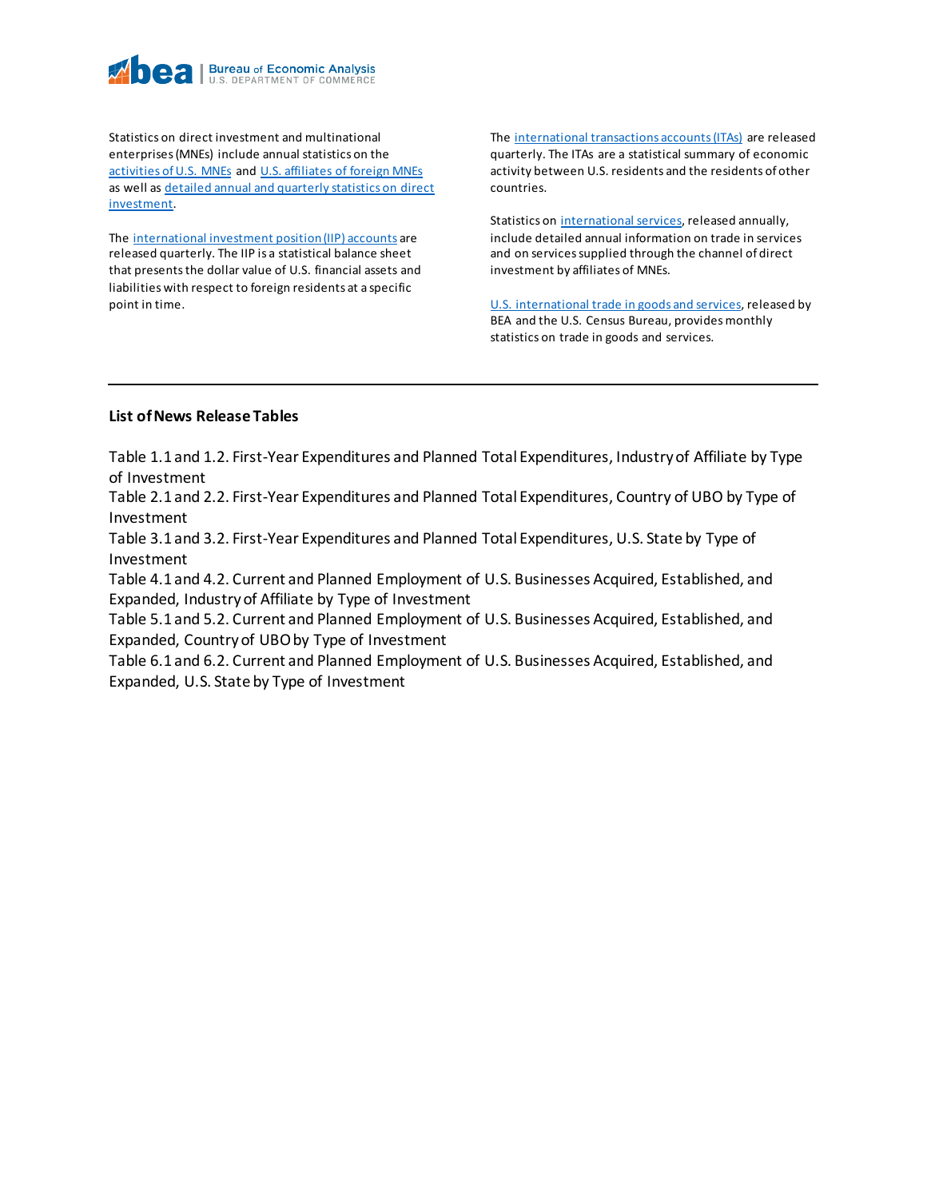Statistics on direct investment and multinational enterprises (MNEs) include annual statistics on the activities of U.S. MNEs and U.S. affiliates of foreign MNEs as well as detailed annual and quarterly statistics on direct investment.

The international investment position (IIP) accounts are released quarterly. The IIP is a statistical balance sheet that presents the dollar value of U.S. financial assets and liabilities with respect to foreign residents at a specific point in time.

The international transactions accounts (ITAs) are released quarterly. The ITAs are a statistical summary of economic activity between U.S. residents and the residents of other countries.

Statistics on international services, released annually, include detailed annual information on trade in services and on services supplied through the channel of direct investment by affiliates of MNEs.

U.S. international trade in goods and services, released by BEA and the U.S. Census Bureau, provides monthly statistics on trade in goods and services.

---

**List of News Release Tables**

Table 1.1 and 1.2. First-Year Expenditures and Planned Total Expenditures, Industry of Affiliate by Type of Investment
Table 2.1 and 2.2. First-Year Expenditures and Planned Total Expenditures, Country of UBO by Type of Investment
Table 3.1 and 3.2. First-Year Expenditures and Planned Total Expenditures, U.S. State by Type of Investment
Table 4.1 and 4.2. Current and Planned Employment of U.S. Businesses Acquired, Established, and Expanded, Industry of Affiliate by Type of Investment
Table 5.1 and 5.2. Current and Planned Employment of U.S. Businesses Acquired, Established, and Expanded, Country of UBO by Type of Investment
Table 6.1 and 6.2. Current and Planned Employment of U.S. Businesses Acquired, Established, and Expanded, U.S. State by Type of Investment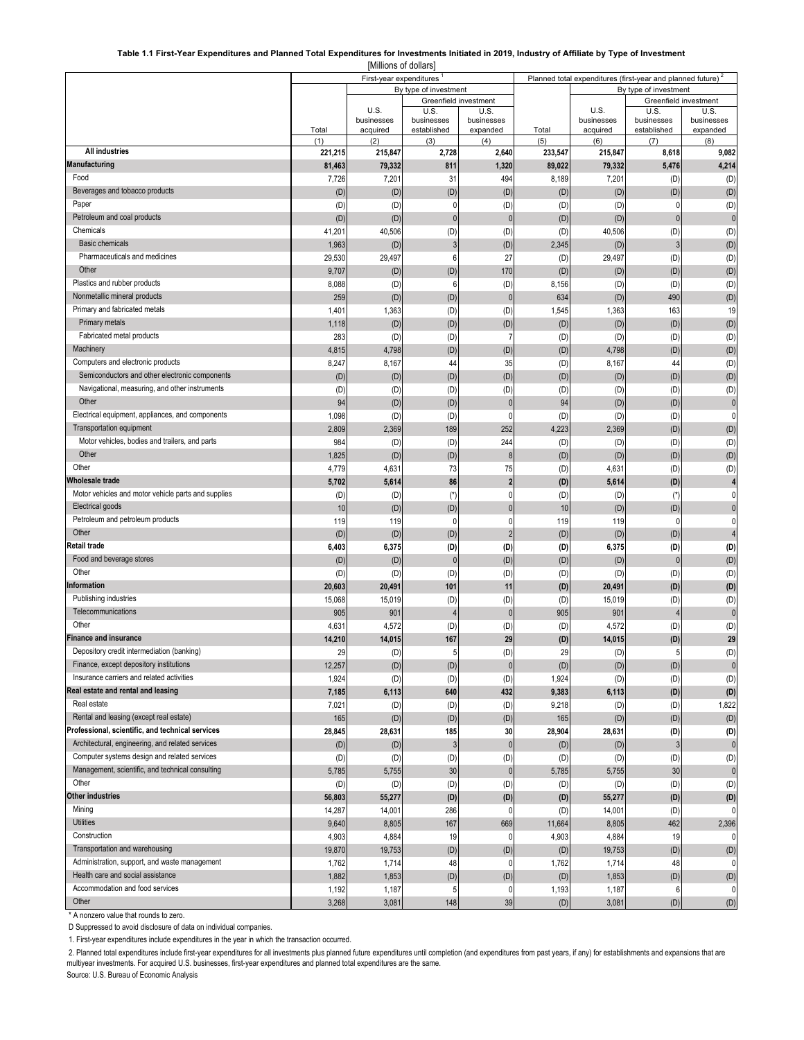**Table 1.1 First-Year Expenditures and Planned Total Expenditures for Investments Initiated in 2019, Industry of Affiliate by Type of Investment**

[Millions of dollars]

| | First-year expenditures [1] | | | | Planned total expenditures (first-year and planned future) [2] | | | |
|---|---|---|---|---|---|---|---|---|
| | | By type of investment | | | | By type of investment | | |
| | | | Greenfield investment | | | | Greenfield investment | |
| | Total | U.S. businesses acquired | U.S. businesses established | U.S. businesses expanded | Total | U.S. businesses acquired | U.S. businesses established | U.S. businesses expanded |
| | (1) | (2) | (3) | (4) | (5) | (6) | (7) | (8) |
| **All industries** | **221,215** | **215,847** | **2,728** | **2,640** | **233,547** | **215,847** | **8,618** | **9,082** |
| **Manufacturing** | **81,463** | **79,332** | **811** | **1,320** | **89,022** | **79,332** | **5,476** | **4,214** |
| Food | 7,726 | 7,201 | 31 | 494 | 8,189 | 7,201 | (D) | (D) |
| Beverages and tobacco products | (D) | (D) | (D) | (D) | (D) | (D) | (D) | (D) |
| Paper | (D) | (D) | 0 | (D) | (D) | (D) | 0 | (D) |
| Petroleum and coal products | (D) | (D) | 0 | 0 | (D) | (D) | 0 | 0 |
| Chemicals | 41,201 | 40,506 | (D) | (D) | (D) | 40,506 | (D) | (D) |
| Basic chemicals | 1,963 | (D) | 3 | (D) | 2,345 | (D) | 3 | (D) |
| Pharmaceuticals and medicines | 29,530 | 29,497 | 6 | 27 | (D) | 29,497 | (D) | (D) |
| Other | 9,707 | (D) | (D) | 170 | (D) | (D) | (D) | (D) |
| Plastics and rubber products | 8,088 | (D) | 6 | (D) | 8,156 | (D) | (D) | (D) |
| Nonmetallic mineral products | 259 | (D) | (D) | 0 | 634 | (D) | 490 | (D) |
| Primary and fabricated metals | 1,401 | 1,363 | (D) | (D) | 1,545 | 1,363 | 163 | 19 |
| Primary metals | 1,118 | (D) | (D) | (D) | (D) | (D) | (D) | (D) |
| Fabricated metal products | 283 | (D) | (D) | 7 | (D) | (D) | (D) | (D) |
| Machinery | 4,815 | 4,798 | (D) | (D) | (D) | 4,798 | (D) | (D) |
| Computers and electronic products | 8,247 | 8,167 | 44 | 35 | (D) | 8,167 | 44 | (D) |
| Semiconductors and other electronic components | (D) | (D) | (D) | (D) | (D) | (D) | (D) | (D) |
| Navigational, measuring, and other instruments | (D) | (D) | (D) | (D) | (D) | (D) | (D) | (D) |
| Other | 94 | (D) | (D) | 0 | 94 | (D) | (D) | 0 |
| Electrical equipment, appliances, and components | 1,098 | (D) | (D) | 0 | (D) | (D) | (D) | 0 |
| Transportation equipment | 2,809 | 2,369 | 189 | 252 | 4,223 | 2,369 | (D) | (D) |
| Motor vehicles, bodies and trailers, and parts | 984 | (D) | (D) | 244 | (D) | (D) | (D) | (D) |
| Other | 1,825 | (D) | (D) | 8 | (D) | (D) | (D) | (D) |
| Other | 4,779 | 4,631 | 73 | 75 | (D) | 4,631 | (D) | (D) |
| **Wholesale trade** | **5,702** | **5,614** | **86** | **2** | **(D)** | **5,614** | **(D)** | **4** |
| Motor vehicles and motor vehicle parts and supplies | (D) | (D) | (*) | 0 | (D) | (D) | (*) | 0 |
| Electrical goods | 10 | (D) | (D) | 0 | 10 | (D) | (D) | 0 |
| Petroleum and petroleum products | 119 | 119 | 0 | 0 | 119 | 119 | 0 | 0 |
| Other | (D) | (D) | (D) | 2 | (D) | (D) | (D) | 4 |
| **Retail trade** | **6,403** | **6,375** | **(D)** | **(D)** | **(D)** | **6,375** | **(D)** | **(D)** |
| Food and beverage stores | (D) | (D) | 0 | (D) | (D) | (D) | 0 | (D) |
| Other | (D) | (D) | (D) | (D) | (D) | (D) | (D) | (D) |
| **Information** | **20,603** | **20,491** | **101** | **11** | **(D)** | **20,491** | **(D)** | **(D)** |
| Publishing industries | 15,068 | 15,019 | (D) | (D) | (D) | 15,019 | (D) | (D) |
| Telecommunications | 905 | 901 | 4 | 0 | 905 | 901 | 4 | 0 |
| Other | 4,631 | 4,572 | (D) | (D) | (D) | 4,572 | (D) | (D) |
| **Finance and insurance** | **14,210** | **14,015** | **167** | **29** | **(D)** | **14,015** | **(D)** | **29** |
| Depository credit intermediation (banking) | 29 | (D) | 5 | (D) | 29 | (D) | 5 | (D) |
| Finance, except depository institutions | 12,257 | (D) | (D) | 0 | (D) | (D) | (D) | 0 |
| Insurance carriers and related activities | 1,924 | (D) | (D) | (D) | 1,924 | (D) | (D) | (D) |
| **Real estate and rental and leasing** | **7,185** | **6,113** | **640** | **432** | **9,383** | **6,113** | **(D)** | **(D)** |
| Real estate | 7,021 | (D) | (D) | (D) | 9,218 | (D) | (D) | 1,822 |
| Rental and leasing (except real estate) | 165 | (D) | (D) | (D) | 165 | (D) | (D) | (D) |
| **Professional, scientific, and technical services** | **28,845** | **28,631** | **185** | **30** | **28,904** | **28,631** | **(D)** | **(D)** |
| Architectural, engineering, and related services | (D) | (D) | 3 | 0 | (D) | (D) | 3 | 0 |
| Computer systems design and related services | (D) | (D) | (D) | (D) | (D) | (D) | (D) | (D) |
| Management, scientific, and technical consulting | 5,785 | 5,755 | 30 | 0 | 5,785 | 5,755 | 30 | 0 |
| Other | (D) | (D) | (D) | (D) | (D) | (D) | (D) | (D) |
| **Other industries** | **56,803** | **55,277** | **(D)** | **(D)** | **(D)** | **55,277** | **(D)** | **(D)** |
| Mining | 14,287 | 14,001 | 286 | 0 | (D) | 14,001 | (D) | 0 |
| Utilities | 9,640 | 8,805 | 167 | 669 | 11,664 | 8,805 | 462 | 2,396 |
| Construction | 4,903 | 4,884 | 19 | 0 | 4,903 | 4,884 | 19 | 0 |
| Transportation and warehousing | 19,870 | 19,753 | (D) | (D) | (D) | 19,753 | (D) | (D) |
| Administration, support, and waste management | 1,762 | 1,714 | 48 | 0 | 1,762 | 1,714 | 48 | 0 |
| Health care and social assistance | 1,882 | 1,853 | (D) | (D) | (D) | 1,853 | (D) | (D) |
| Accommodation and food services | 1,192 | 1,187 | 5 | 0 | 1,193 | 1,187 | 6 | 0 |
| Other | 3,268 | 3,081 | 148 | 39 | (D) | 3,081 | (D) | (D) |

\* A nonzero value that rounds to zero.

D Suppressed to avoid disclosure of data on individual companies.

1. First-year expenditures include expenditures in the year in which the transaction occurred.

2. Planned total expenditures include first-year expenditures for all investments plus planned future expenditures until completion (and expenditures from past years, if any) for establishments and expansions that are multiyear investments. For acquired U.S. businesses, first-year expenditures and planned total expenditures are the same.

Source: U.S. Bureau of Economic Analysis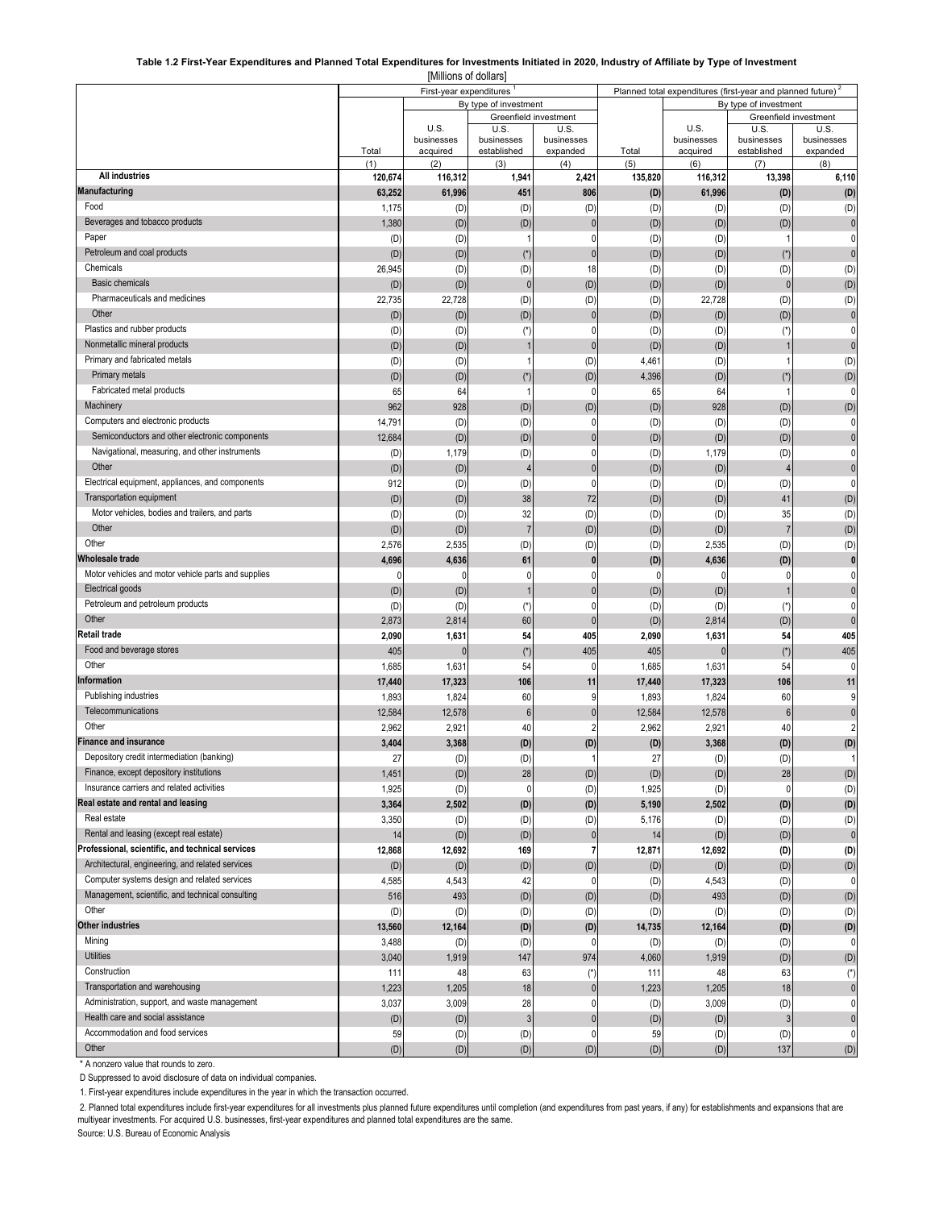**Table 1.2 First-Year Expenditures and Planned Total Expenditures for Investments Initiated in 2020, Industry of Affiliate by Type of Investment**

[Millions of dollars]

| | First-year expenditures [1] | | | | Planned total expenditures (first-year and planned future) [2] | | | |
|---|---|---|---|---|---|---|---|---|
| | | By type of investment | | | | By type of investment | | |
| | | | Greenfield investment | | | | Greenfield investment | |
| | Total | U.S. businesses acquired | U.S. businesses established | U.S. businesses expanded | Total | U.S. businesses acquired | U.S. businesses established | U.S. businesses expanded |
| | (1) | (2) | (3) | (4) | (5) | (6) | (7) | (8) |
| **All industries** | **120,674** | **116,312** | **1,941** | **2,421** | **135,820** | **116,312** | **13,398** | **6,110** |
| **Manufacturing** | **63,252** | **61,996** | **451** | **806** | **(D)** | **61,996** | **(D)** | **(D)** |
| Food | 1,175 | (D) | (D) | (D) | (D) | (D) | (D) | (D) |
| Beverages and tobacco products | 1,380 | (D) | (D) | 0 | (D) | (D) | (D) | 0 |
| Paper | (D) | (D) | 1 | 0 | (D) | (D) | 1 | 0 |
| Petroleum and coal products | (D) | (D) | (*) | 0 | (D) | (D) | (*) | 0 |
| Chemicals | 26,945 | (D) | (D) | 18 | (D) | (D) | (D) | (D) |
| Basic chemicals | (D) | (D) | 0 | (D) | (D) | (D) | 0 | (D) |
| Pharmaceuticals and medicines | 22,735 | 22,728 | (D) | (D) | (D) | 22,728 | (D) | (D) |
| Other | (D) | (D) | (D) | 0 | (D) | (D) | (D) | 0 |
| Plastics and rubber products | (D) | (D) | (*) | 0 | (D) | (D) | (*) | 0 |
| Nonmetallic mineral products | (D) | (D) | 1 | 0 | (D) | (D) | 1 | 0 |
| Primary and fabricated metals | (D) | (D) | 1 | (D) | 4,461 | (D) | 1 | (D) |
| Primary metals | (D) | (D) | (*) | (D) | 4,396 | (D) | (*) | (D) |
| Fabricated metal products | 65 | 64 | 1 | 0 | 65 | 64 | 1 | 0 |
| Machinery | 962 | 928 | (D) | (D) | (D) | 928 | (D) | (D) |
| Computers and electronic products | 14,791 | (D) | (D) | 0 | (D) | (D) | (D) | 0 |
| Semiconductors and other electronic components | 12,684 | (D) | (D) | 0 | (D) | (D) | (D) | 0 |
| Navigational, measuring, and other instruments | (D) | 1,179 | (D) | 0 | (D) | 1,179 | (D) | 0 |
| Other | (D) | (D) | 4 | 0 | (D) | (D) | 4 | 0 |
| Electrical equipment, appliances, and components | 912 | (D) | (D) | 0 | (D) | (D) | (D) | 0 |
| Transportation equipment | (D) | (D) | 38 | 72 | (D) | (D) | 41 | (D) |
| Motor vehicles, bodies and trailers, and parts | (D) | (D) | 32 | (D) | (D) | (D) | 35 | (D) |
| Other | (D) | (D) | 7 | (D) | (D) | (D) | 7 | (D) |
| Other | 2,576 | 2,535 | (D) | (D) | (D) | 2,535 | (D) | (D) |
| **Wholesale trade** | **4,696** | **4,636** | **61** | **0** | **(D)** | **4,636** | **(D)** | **0** |
| Motor vehicles and motor vehicle parts and supplies | 0 | 0 | 0 | 0 | 0 | 0 | 0 | 0 |
| Electrical goods | (D) | (D) | 1 | 0 | (D) | (D) | 1 | 0 |
| Petroleum and petroleum products | (D) | (D) | (*) | 0 | (D) | (D) | (*) | 0 |
| Other | 2,873 | 2,814 | 60 | 0 | (D) | 2,814 | (D) | 0 |
| **Retail trade** | **2,090** | **1,631** | **54** | **405** | **2,090** | **1,631** | **54** | **405** |
| Food and beverage stores | 405 | 0 | (*) | 405 | 405 | 0 | (*) | 405 |
| Other | 1,685 | 1,631 | 54 | 0 | 1,685 | 1,631 | 54 | 0 |
| **Information** | **17,440** | **17,323** | **106** | **11** | **17,440** | **17,323** | **106** | **11** |
| Publishing industries | 1,893 | 1,824 | 60 | 9 | 1,893 | 1,824 | 60 | 9 |
| Telecommunications | 12,584 | 12,578 | 6 | 0 | 12,584 | 12,578 | 6 | 0 |
| Other | 2,962 | 2,921 | 40 | 2 | 2,962 | 2,921 | 40 | 2 |
| **Finance and insurance** | **3,404** | **3,368** | **(D)** | **(D)** | **(D)** | **3,368** | **(D)** | **(D)** |
| Depository credit intermediation (banking) | 27 | (D) | (D) | 1 | 27 | (D) | (D) | 1 |
| Finance, except depository institutions | 1,451 | (D) | 28 | (D) | (D) | (D) | 28 | (D) |
| Insurance carriers and related activities | 1,925 | (D) | 0 | (D) | 1,925 | (D) | 0 | (D) |
| **Real estate and rental and leasing** | **3,364** | **2,502** | **(D)** | **(D)** | **5,190** | **2,502** | **(D)** | **(D)** |
| Real estate | 3,350 | (D) | (D) | (D) | 5,176 | (D) | (D) | (D) |
| Rental and leasing (except real estate) | 14 | (D) | (D) | 0 | 14 | (D) | (D) | 0 |
| **Professional, scientific, and technical services** | **12,868** | **12,692** | **169** | **7** | **12,871** | **12,692** | **(D)** | **(D)** |
| Architectural, engineering, and related services | (D) | (D) | (D) | (D) | (D) | (D) | (D) | (D) |
| Computer systems design and related services | 4,585 | 4,543 | 42 | 0 | (D) | 4,543 | (D) | 0 |
| Management, scientific, and technical consulting | 516 | 493 | (D) | (D) | (D) | 493 | (D) | (D) |
| Other | (D) | (D) | (D) | (D) | (D) | (D) | (D) | (D) |
| **Other industries** | **13,560** | **12,164** | **(D)** | **(D)** | **14,735** | **12,164** | **(D)** | **(D)** |
| Mining | 3,488 | (D) | (D) | 0 | (D) | (D) | (D) | 0 |
| Utilities | 3,040 | 1,919 | 147 | 974 | 4,060 | 1,919 | (D) | (D) |
| Construction | 111 | 48 | 63 | (*) | 111 | 48 | 63 | (*) |
| Transportation and warehousing | 1,223 | 1,205 | 18 | 0 | 1,223 | 1,205 | 18 | 0 |
| Administration, support, and waste management | 3,037 | 3,009 | 28 | 0 | (D) | 3,009 | (D) | 0 |
| Health care and social assistance | (D) | (D) | 3 | 0 | (D) | (D) | 3 | 0 |
| Accommodation and food services | 59 | (D) | (D) | 0 | 59 | (D) | (D) | 0 |
| Other | (D) | (D) | (D) | (D) | (D) | (D) | 137 | (D) |

\* A nonzero value that rounds to zero.

D Suppressed to avoid disclosure of data on individual companies.

1. First-year expenditures include expenditures in the year in which the transaction occurred.

2. Planned total expenditures include first-year expenditures for all investments plus planned future expenditures until completion (and expenditures from past years, if any) for establishments and expansions that are multiyear investments. For acquired U.S. businesses, first-year expenditures and planned total expenditures are the same.

Source: U.S. Bureau of Economic Analysis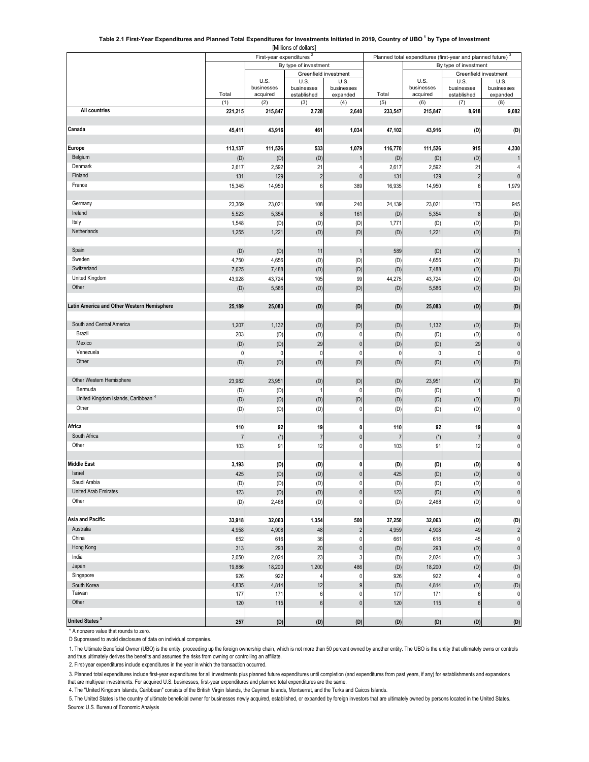**Table 2.1 First-Year Expenditures and Planned Total Expenditures for Investments Initiated in 2019, Country of UBO [1] by Type of Investment**

[Millions of dollars]

| | First-year expenditures [2] | | | | Planned total expenditures (first-year and planned future) [3] | | | |
|---|---|---|---|---|---|---|---|---|
| | | By type of investment | | | | By type of investment | | |
| | | | Greenfield investment | | | | Greenfield investment | |
| | Total | U.S. businesses acquired | U.S. businesses established | U.S. businesses expanded | Total | U.S. businesses acquired | U.S. businesses established | U.S. businesses expanded |
| | (1) | (2) | (3) | (4) | (5) | (6) | (7) | (8) |
| **All countries** | **221,215** | **215,847** | **2,728** | **2,640** | **233,547** | **215,847** | **8,618** | **9,082** |
| **Canada** | **45,411** | **43,916** | **461** | **1,034** | **47,102** | **43,916** | **(D)** | **(D)** |
| **Europe** | **113,137** | **111,526** | **533** | **1,079** | **116,770** | **111,526** | **915** | **4,330** |
| Belgium | (D) | (D) | (D) | 1 | (D) | (D) | (D) | 1 |
| Denmark | 2,617 | 2,592 | 21 | 4 | 2,617 | 2,592 | 21 | 4 |
| Finland | 131 | 129 | 2 | 0 | 131 | 129 | 2 | 0 |
| France | 15,345 | 14,950 | 6 | 389 | 16,935 | 14,950 | 6 | 1,979 |
| Germany | 23,369 | 23,021 | 108 | 240 | 24,139 | 23,021 | 173 | 945 |
| Ireland | 5,523 | 5,354 | 8 | 161 | (D) | 5,354 | 8 | (D) |
| Italy | 1,548 | (D) | (D) | (D) | 1,771 | (D) | (D) | (D) |
| Netherlands | 1,255 | 1,221 | (D) | (D) | (D) | 1,221 | (D) | (D) |
| Spain | (D) | (D) | 11 | 1 | 589 | (D) | (D) | 1 |
| Sweden | 4,750 | 4,656 | (D) | (D) | (D) | 4,656 | (D) | (D) |
| Switzerland | 7,625 | 7,488 | (D) | (D) | (D) | 7,488 | (D) | (D) |
| United Kingdom | 43,928 | 43,724 | 105 | 99 | 44,275 | 43,724 | (D) | (D) |
| Other | (D) | 5,586 | (D) | (D) | (D) | 5,586 | (D) | (D) |
| **Latin America and Other Western Hemisphere** | **25,189** | **25,083** | **(D)** | **(D)** | **(D)** | **25,083** | **(D)** | **(D)** |
| South and Central America | 1,207 | 1,132 | (D) | (D) | (D) | 1,132 | (D) | (D) |
| Brazil | 203 | (D) | (D) | 0 | (D) | (D) | (D) | 0 |
| Mexico | (D) | (D) | 29 | 0 | (D) | (D) | 29 | 0 |
| Venezuela | 0 | 0 | 0 | 0 | 0 | 0 | 0 | 0 |
| Other | (D) | (D) | (D) | (D) | (D) | (D) | (D) | (D) |
| Other Western Hemisphere | 23,982 | 23,951 | (D) | (D) | (D) | 23,951 | (D) | (D) |
| Bermuda | (D) | (D) | 1 | 0 | (D) | (D) | 1 | 0 |
| United Kingdom Islands, Caribbean [4] | (D) | (D) | (D) | (D) | (D) | (D) | (D) | (D) |
| Other | (D) | (D) | (D) | 0 | (D) | (D) | (D) | 0 |
| **Africa** | **110** | **92** | **19** | **0** | **110** | **92** | **19** | **0** |
| South Africa | 7 | (*) | 7 | 0 | 7 | (*) | 7 | 0 |
| Other | 103 | 91 | 12 | 0 | 103 | 91 | 12 | 0 |
| **Middle East** | **3,193** | **(D)** | **(D)** | **0** | **(D)** | **(D)** | **(D)** | **0** |
| Israel | 425 | (D) | (D) | 0 | 425 | (D) | (D) | 0 |
| Saudi Arabia | (D) | (D) | (D) | 0 | (D) | (D) | (D) | 0 |
| United Arab Emirates | 123 | (D) | (D) | 0 | 123 | (D) | (D) | 0 |
| Other | (D) | 2,468 | (D) | 0 | (D) | 2,468 | (D) | 0 |
| **Asia and Pacific** | **33,918** | **32,063** | **1,354** | **500** | **37,250** | **32,063** | **(D)** | **(D)** |
| Australia | 4,958 | 4,908 | 48 | 2 | 4,959 | 4,908 | 49 | 2 |
| China | 652 | 616 | 36 | 0 | 661 | 616 | 45 | 0 |
| Hong Kong | 313 | 293 | 20 | 0 | (D) | 293 | (D) | 0 |
| India | 2,050 | 2,024 | 23 | 3 | (D) | 2,024 | (D) | 3 |
| Japan | 19,886 | 18,200 | 1,200 | 486 | (D) | 18,200 | (D) | (D) |
| Singapore | 926 | 922 | 4 | 0 | 926 | 922 | 4 | 0 |
| South Korea | 4,835 | 4,814 | 12 | 9 | (D) | 4,814 | (D) | (D) |
| Taiwan | 177 | 171 | 6 | 0 | 177 | 171 | 6 | 0 |
| Other | 120 | 115 | 6 | 0 | 120 | 115 | 6 | 0 |
| **United States [5]** | **257** | **(D)** | **(D)** | **(D)** | **(D)** | **(D)** | **(D)** | **(D)** |

\* A nonzero value that rounds to zero.

D Suppressed to avoid disclosure of data on individual companies.

1. The Ultimate Beneficial Owner (UBO) is the entity, proceeding up the foreign ownership chain, which is not more than 50 percent owned by another entity. The UBO is the entity that ultimately owns or controls and thus ultimately derives the benefits and assumes the risks from owning or controlling an affiliate.

2. First-year expenditures include expenditures in the year in which the transaction occurred.

3. Planned total expenditures include first-year expenditures for all investments plus planned future expenditures until completion (and expenditures from past years, if any) for establishments and expansions that are multiyear investments. For acquired U.S. businesses, first-year expenditures and planned total expenditures are the same.

4. The "United Kingdom Islands, Caribbean" consists of the British Virgin Islands, the Cayman Islands, Montserrat, and the Turks and Caicos Islands.

5. The United States is the country of ultimate beneficial owner for businesses newly acquired, established, or expanded by foreign investors that are ultimately owned by persons located in the United States.

Source: U.S. Bureau of Economic Analysis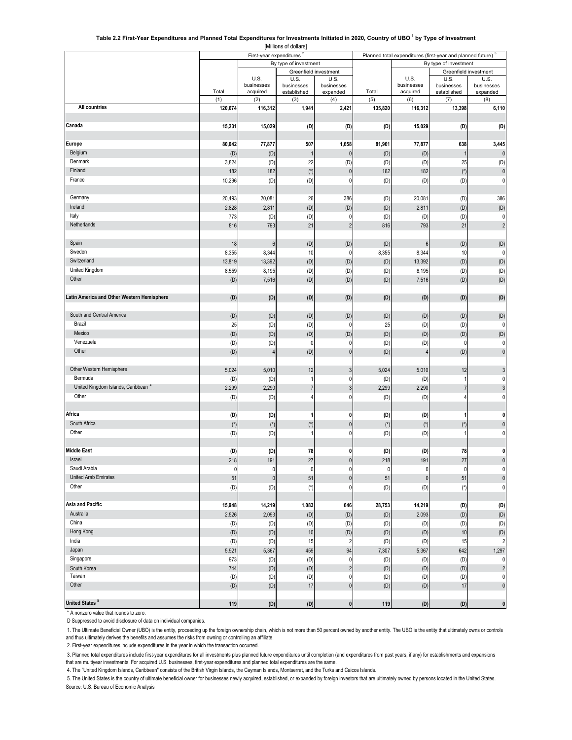**Table 2.2 First-Year Expenditures and Planned Total Expenditures for Investments Initiated in 2020, Country of UBO [1] by Type of Investment**

[Millions of dollars]

| | First-year expenditures [2] | | | | Planned total expenditures (first-year and planned future) [3] | | | |
|---|---|---|---|---|---|---|---|---|
| | | By type of investment | | | | By type of investment | | |
| | | | Greenfield investment | | | | Greenfield investment | |
| | Total | U.S. businesses acquired | U.S. businesses established | U.S. businesses expanded | Total | U.S. businesses acquired | U.S. businesses established | U.S. businesses expanded |
| | (1) | (2) | (3) | (4) | (5) | (6) | (7) | (8) |
| **All countries** | **120,674** | **116,312** | **1,941** | **2,421** | **135,820** | **116,312** | **13,398** | **6,110** |
| | | | | | | | | |
| **Canada** | **15,231** | **15,029** | **(D)** | **(D)** | **(D)** | **15,029** | **(D)** | **(D)** |
| | | | | | | | | |
| **Europe** | **80,042** | **77,877** | **507** | **1,658** | **81,961** | **77,877** | **638** | **3,445** |
| Belgium | (D) | (D) | 1 | 0 | (D) | (D) | 1 | 0 |
| Denmark | 3,824 | (D) | 22 | (D) | (D) | (D) | 25 | (D) |
| Finland | 182 | 182 | (*) | 0 | 182 | 182 | (*) | 0 |
| France | 10,296 | (D) | (D) | 0 | (D) | (D) | (D) | 0 |
| | | | | | | | | |
| Germany | 20,493 | 20,081 | 26 | 386 | (D) | 20,081 | (D) | 386 |
| Ireland | 2,828 | 2,811 | (D) | (D) | (D) | 2,811 | (D) | (D) |
| Italy | 773 | (D) | (D) | 0 | (D) | (D) | (D) | 0 |
| Netherlands | 816 | 793 | 21 | 2 | 816 | 793 | 21 | 2 |
| | | | | | | | | |
| Spain | 18 | 6 | (D) | (D) | (D) | 6 | (D) | (D) |
| Sweden | 8,355 | 8,344 | 10 | 0 | 8,355 | 8,344 | 10 | 0 |
| Switzerland | 13,819 | 13,392 | (D) | (D) | (D) | 13,392 | (D) | (D) |
| United Kingdom | 8,559 | 8,195 | (D) | (D) | (D) | 8,195 | (D) | (D) |
| Other | (D) | 7,516 | (D) | (D) | (D) | 7,516 | (D) | (D) |
| | | | | | | | | |
| **Latin America and Other Western Hemisphere** | **(D)** | **(D)** | **(D)** | **(D)** | **(D)** | **(D)** | **(D)** | **(D)** |
| | | | | | | | | |
| South and Central America | (D) | (D) | (D) | (D) | (D) | (D) | (D) | (D) |
| Brazil | 25 | (D) | (D) | 0 | 25 | (D) | (D) | 0 |
| Mexico | (D) | (D) | (D) | (D) | (D) | (D) | (D) | (D) |
| Venezuela | (D) | (D) | 0 | 0 | (D) | (D) | 0 | 0 |
| Other | (D) | 4 | (D) | 0 | (D) | 4 | (D) | 0 |
| | | | | | | | | |
| Other Western Hemisphere | 5,024 | 5,010 | 12 | 3 | 5,024 | 5,010 | 12 | 3 |
| Bermuda | (D) | (D) | 1 | 0 | (D) | (D) | 1 | 0 |
| United Kingdom Islands, Caribbean [4] | 2,299 | 2,290 | 7 | 3 | 2,299 | 2,290 | 7 | 3 |
| Other | (D) | (D) | 4 | 0 | (D) | (D) | 4 | 0 |
| | | | | | | | | |
| **Africa** | **(D)** | **(D)** | **1** | **0** | **(D)** | **(D)** | **1** | **0** |
| South Africa | (*) | (*) | (*) | 0 | (*) | (*) | (*) | 0 |
| Other | (D) | (D) | 1 | 0 | (D) | (D) | 1 | 0 |
| | | | | | | | | |
| **Middle East** | **(D)** | **(D)** | **78** | **0** | **(D)** | **(D)** | **78** | **0** |
| Israel | 218 | 191 | 27 | 0 | 218 | 191 | 27 | 0 |
| Saudi Arabia | 0 | 0 | 0 | 0 | 0 | 0 | 0 | 0 |
| United Arab Emirates | 51 | 0 | 51 | 0 | 51 | 0 | 51 | 0 |
| Other | (D) | (D) | (*) | 0 | (D) | (D) | (*) | 0 |
| | | | | | | | | |
| **Asia and Pacific** | **15,948** | **14,219** | **1,083** | **646** | **28,753** | **14,219** | **(D)** | **(D)** |
| Australia | 2,526 | 2,093 | (D) | (D) | (D) | 2,093 | (D) | (D) |
| China | (D) | (D) | (D) | (D) | (D) | (D) | (D) | (D) |
| Hong Kong | (D) | (D) | 10 | (D) | (D) | (D) | 10 | (D) |
| India | (D) | (D) | 15 | 2 | (D) | (D) | 15 | 2 |
| Japan | 5,921 | 5,367 | 459 | 94 | 7,307 | 5,367 | 642 | 1,297 |
| Singapore | 973 | (D) | (D) | 0 | (D) | (D) | (D) | 0 |
| South Korea | 744 | (D) | (D) | 2 | (D) | (D) | (D) | 2 |
| Taiwan | (D) | (D) | (D) | 0 | (D) | (D) | (D) | 0 |
| Other | (D) | (D) | 17 | 0 | (D) | (D) | 17 | 0 |
| | | | | | | | | |
| **United States [5]** | **119** | **(D)** | **(D)** | **0** | **119** | **(D)** | **(D)** | **0** |

\* A nonzero value that rounds to zero.

D Suppressed to avoid disclosure of data on individual companies.

1. The Ultimate Beneficial Owner (UBO) is the entity, proceeding up the foreign ownership chain, which is not more than 50 percent owned by another entity. The UBO is the entity that ultimately owns or controls and thus ultimately derives the benefits and assumes the risks from owning or controlling an affiliate.

2. First-year expenditures include expenditures in the year in which the transaction occurred.

3. Planned total expenditures include first-year expenditures for all investments plus planned future expenditures until completion (and expenditures from past years, if any) for establishments and expansions that are multiyear investments. For acquired U.S. businesses, first-year expenditures and planned total expenditures are the same.

4. The "United Kingdom Islands, Caribbean" consists of the British Virgin Islands, the Cayman Islands, Montserrat, and the Turks and Caicos Islands.

5. The United States is the country of ultimate beneficial owner for businesses newly acquired, established, or expanded by foreign investors that are ultimately owned by persons located in the United States.

Source: U.S. Bureau of Economic Analysis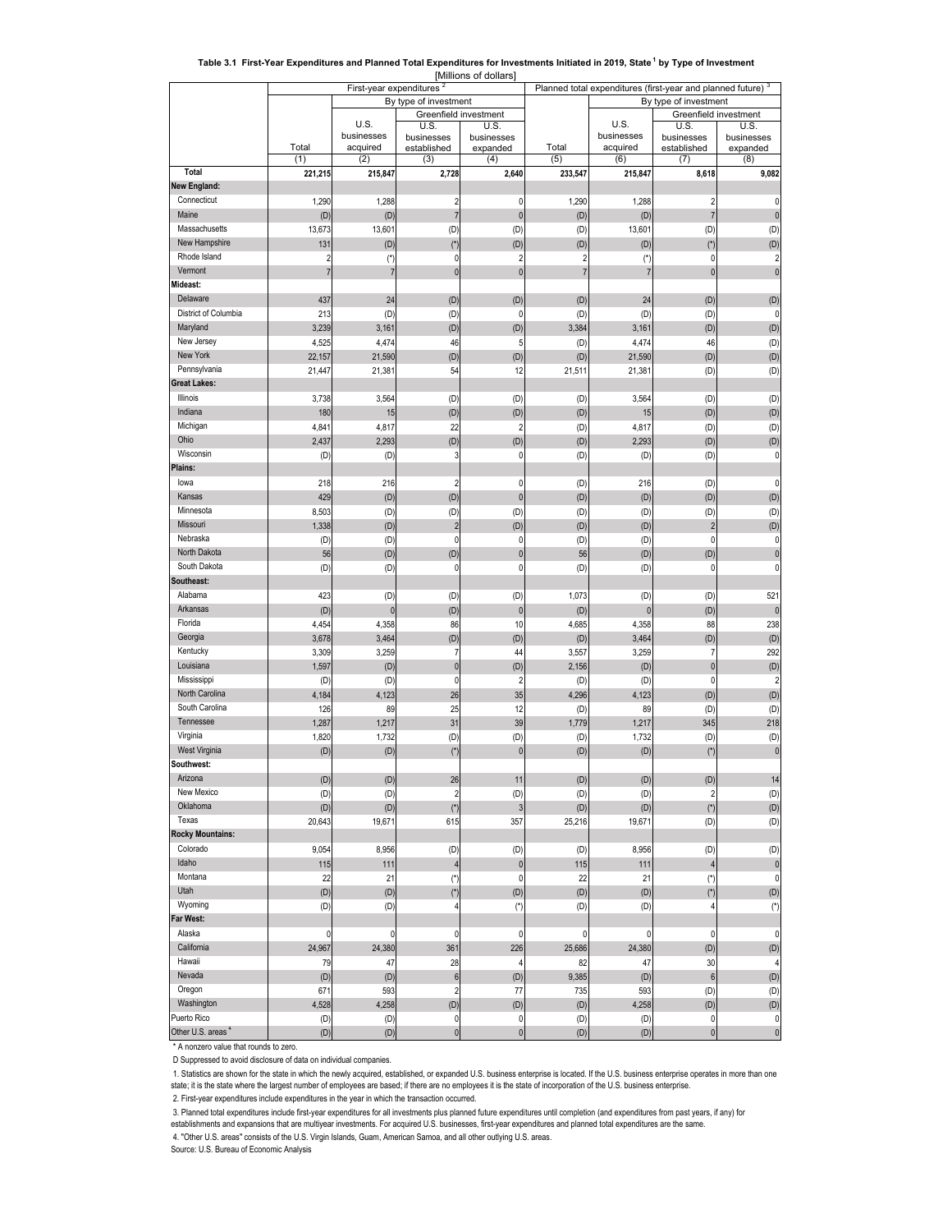**Table 3.1 First-Year Expenditures and Planned Total Expenditures for Investments Initiated in 2019, State[1] by Type of Investment**

[Millions of dollars]

| | First-year expenditures [2] | | | | Planned total expenditures (first-year and planned future) [3] | | | |
|---|---|---|---|---|---|---|---|---|
| | | By type of investment | | | | By type of investment | | |
| | | | Greenfield investment | | | | Greenfield investment | |
| | Total | U.S. businesses acquired | U.S. businesses established | U.S. businesses expanded | Total | U.S. businesses acquired | U.S. businesses established | U.S. businesses expanded |
| | (1) | (2) | (3) | (4) | (5) | (6) | (7) | (8) |
| **Total** | **221,215** | **215,847** | **2,728** | **2,640** | **233,547** | **215,847** | **8,618** | **9,082** |
| **New England:** | | | | | | | | |
| Connecticut | 1,290 | 1,288 | 2 | 0 | 1,290 | 1,288 | 2 | 0 |
| Maine | (D) | (D) | 7 | 0 | (D) | (D) | 7 | 0 |
| Massachusetts | 13,673 | 13,601 | (D) | (D) | (D) | 13,601 | (D) | (D) |
| New Hampshire | 131 | (D) | (*) | (D) | (D) | (D) | (*) | (D) |
| Rhode Island | 2 | (*) | 0 | 2 | 2 | (*) | 0 | 2 |
| Vermont | 7 | 7 | 0 | 0 | 7 | 7 | 0 | 0 |
| **Mideast:** | | | | | | | | |
| Delaware | 437 | 24 | (D) | (D) | (D) | 24 | (D) | (D) |
| District of Columbia | 213 | (D) | (D) | 0 | (D) | (D) | (D) | 0 |
| Maryland | 3,239 | 3,161 | (D) | (D) | 3,384 | 3,161 | (D) | (D) |
| New Jersey | 4,525 | 4,474 | 46 | 5 | (D) | 4,474 | 46 | (D) |
| New York | 22,157 | 21,590 | (D) | (D) | (D) | 21,590 | (D) | (D) |
| Pennsylvania | 21,447 | 21,381 | 54 | 12 | 21,511 | 21,381 | (D) | (D) |
| **Great Lakes:** | | | | | | | | |
| Illinois | 3,738 | 3,564 | (D) | (D) | (D) | 3,564 | (D) | (D) |
| Indiana | 180 | 15 | (D) | (D) | (D) | 15 | (D) | (D) |
| Michigan | 4,841 | 4,817 | 22 | 2 | (D) | 4,817 | (D) | (D) |
| Ohio | 2,437 | 2,293 | (D) | (D) | (D) | 2,293 | (D) | (D) |
| Wisconsin | (D) | (D) | 3 | 0 | (D) | (D) | (D) | 0 |
| **Plains:** | | | | | | | | |
| Iowa | 218 | 216 | 2 | 0 | (D) | 216 | (D) | 0 |
| Kansas | 429 | (D) | (D) | 0 | (D) | (D) | (D) | (D) |
| Minnesota | 8,503 | (D) | (D) | (D) | (D) | (D) | (D) | (D) |
| Missouri | 1,338 | (D) | 2 | (D) | (D) | (D) | 2 | (D) |
| Nebraska | (D) | (D) | 0 | 0 | (D) | (D) | 0 | 0 |
| North Dakota | 56 | (D) | (D) | 0 | 56 | (D) | (D) | 0 |
| South Dakota | (D) | (D) | 0 | 0 | (D) | (D) | 0 | 0 |
| **Southeast:** | | | | | | | | |
| Alabama | 423 | (D) | (D) | (D) | 1,073 | (D) | (D) | 521 |
| Arkansas | (D) | 0 | (D) | 0 | (D) | 0 | (D) | 0 |
| Florida | 4,454 | 4,358 | 86 | 10 | 4,685 | 4,358 | 88 | 238 |
| Georgia | 3,678 | 3,464 | (D) | (D) | (D) | 3,464 | (D) | (D) |
| Kentucky | 3,309 | 3,259 | 7 | 44 | 3,557 | 3,259 | 7 | 292 |
| Louisiana | 1,597 | (D) | 0 | (D) | 2,156 | (D) | 0 | (D) |
| Mississippi | (D) | (D) | 0 | 2 | (D) | (D) | 0 | 2 |
| North Carolina | 4,184 | 4,123 | 26 | 35 | 4,296 | 4,123 | (D) | (D) |
| South Carolina | 126 | 89 | 25 | 12 | (D) | 89 | (D) | (D) |
| Tennessee | 1,287 | 1,217 | 31 | 39 | 1,779 | 1,217 | 345 | 218 |
| Virginia | 1,820 | 1,732 | (D) | (D) | (D) | 1,732 | (D) | (D) |
| West Virginia | (D) | (D) | (*) | 0 | (D) | (D) | (*) | 0 |
| **Southwest:** | | | | | | | | |
| Arizona | (D) | (D) | 26 | 11 | (D) | (D) | (D) | 14 |
| New Mexico | (D) | (D) | 2 | (D) | (D) | (D) | 2 | (D) |
| Oklahoma | (D) | (D) | (*) | 3 | (D) | (D) | (*) | (D) |
| Texas | 20,643 | 19,671 | 615 | 357 | 25,216 | 19,671 | (D) | (D) |
| **Rocky Mountains:** | | | | | | | | |
| Colorado | 9,054 | 8,956 | (D) | (D) | (D) | 8,956 | (D) | (D) |
| Idaho | 115 | 111 | 4 | 0 | 115 | 111 | 4 | 0 |
| Montana | 22 | 21 | (*) | 0 | 22 | 21 | (*) | 0 |
| Utah | (D) | (D) | (*) | (D) | (D) | (D) | (*) | (D) |
| Wyoming | (D) | (D) | 4 | (*) | (D) | (D) | 4 | (*) |
| **Far West:** | | | | | | | | |
| Alaska | 0 | 0 | 0 | 0 | 0 | 0 | 0 | 0 |
| California | 24,967 | 24,380 | 361 | 226 | 25,686 | 24,380 | (D) | (D) |
| Hawaii | 79 | 47 | 28 | 4 | 82 | 47 | 30 | 4 |
| Nevada | (D) | (D) | 6 | (D) | 9,385 | (D) | 6 | (D) |
| Oregon | 671 | 593 | 2 | 77 | 735 | 593 | (D) | (D) |
| Washington | 4,528 | 4,258 | (D) | (D) | (D) | 4,258 | (D) | (D) |
| Puerto Rico | (D) | (D) | 0 | 0 | (D) | (D) | 0 | 0 |
| Other U.S. areas [4] | (D) | (D) | 0 | 0 | (D) | (D) | 0 | 0 |

* A nonzero value that rounds to zero.

D Suppressed to avoid disclosure of data on individual companies.

1. Statistics are shown for the state in which the newly acquired, established, or expanded U.S. business enterprise is located. If the U.S. business enterprise operates in more than one state; it is the state where the largest number of employees are based; if there are no employees it is the state of incorporation of the U.S. business enterprise.

2. First-year expenditures include expenditures in the year in which the transaction occurred.

3. Planned total expenditures include first-year expenditures for all investments plus planned future expenditures until completion (and expenditures from past years, if any) for establishments and expansions that are multiyear investments. For acquired U.S. businesses, first-year expenditures and planned total expenditures are the same.

4. "Other U.S. areas" consists of the U.S. Virgin Islands, Guam, American Samoa, and all other outlying U.S. areas.

Source: U.S. Bureau of Economic Analysis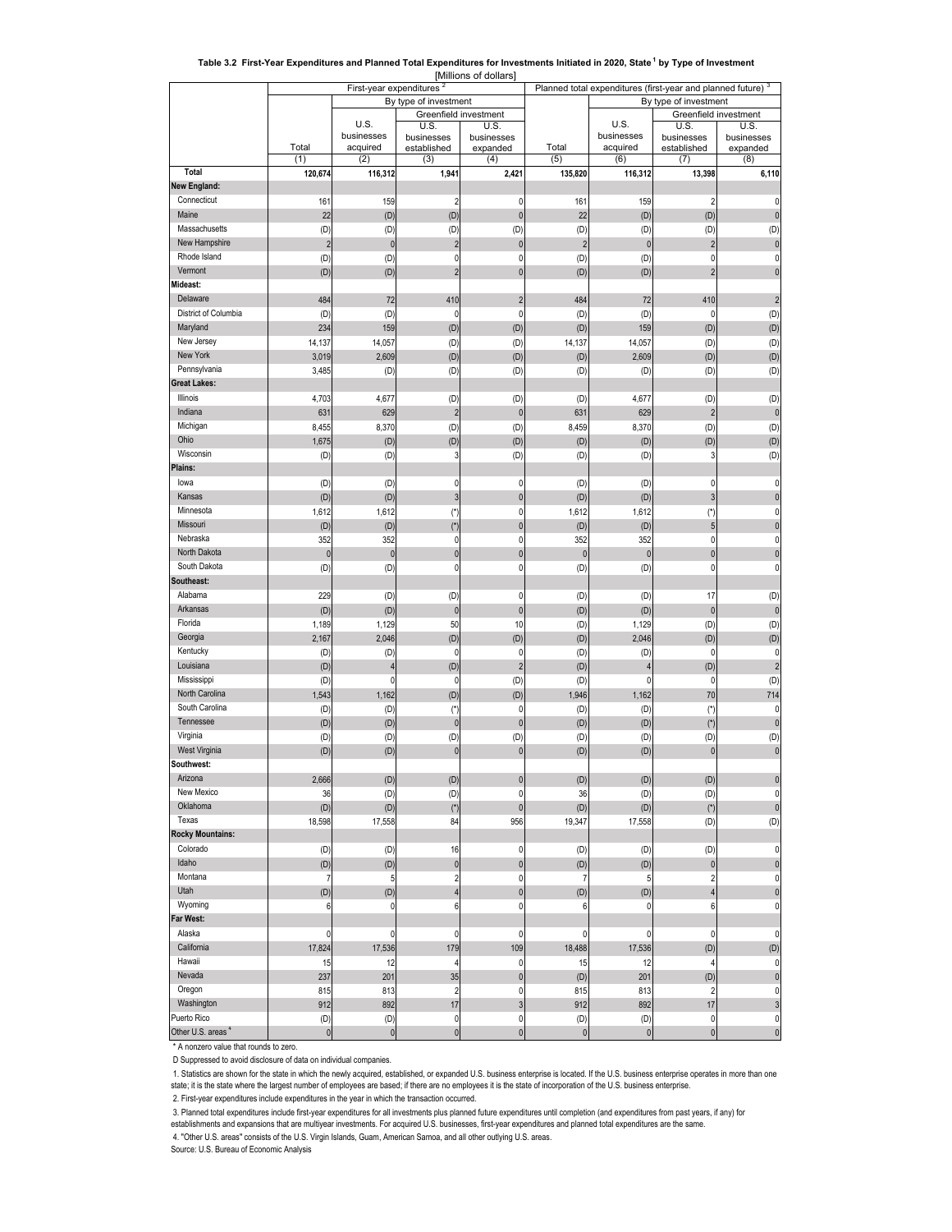**Table 3.2 First-Year Expenditures and Planned Total Expenditures for Investments Initiated in 2020, State[1] by Type of Investment**

[Millions of dollars]

| | First-year expenditures [2] | | | | Planned total expenditures (first-year and planned future) [3] | | | |
|---|---|---|---|---|---|---|---|---|
| | | By type of investment | | | | By type of investment | | |
| | | | Greenfield investment | | | | Greenfield investment | |
| | Total | U.S. businesses acquired | U.S. businesses established | U.S. businesses expanded | Total | U.S. businesses acquired | U.S. businesses established | U.S. businesses expanded |
| | (1) | (2) | (3) | (4) | (5) | (6) | (7) | (8) |
| **Total** | **120,674** | **116,312** | **1,941** | **2,421** | **135,820** | **116,312** | **13,398** | **6,110** |
| **New England:** | | | | | | | | |
| Connecticut | 161 | 159 | 2 | 0 | 161 | 159 | 2 | 0 |
| Maine | 22 | (D) | (D) | 0 | 22 | (D) | (D) | 0 |
| Massachusetts | (D) | (D) | (D) | (D) | (D) | (D) | (D) | (D) |
| New Hampshire | 2 | 0 | 2 | 0 | 2 | 0 | 2 | 0 |
| Rhode Island | (D) | (D) | 0 | 0 | (D) | (D) | 0 | 0 |
| Vermont | (D) | (D) | 2 | 0 | (D) | (D) | 2 | 0 |
| **Mideast:** | | | | | | | | |
| Delaware | 484 | 72 | 410 | 2 | 484 | 72 | 410 | 2 |
| District of Columbia | (D) | (D) | 0 | 0 | (D) | (D) | 0 | (D) |
| Maryland | 234 | 159 | (D) | (D) | (D) | 159 | (D) | (D) |
| New Jersey | 14,137 | 14,057 | (D) | (D) | 14,137 | 14,057 | (D) | (D) |
| New York | 3,019 | 2,609 | (D) | (D) | (D) | 2,609 | (D) | (D) |
| Pennsylvania | 3,485 | (D) | (D) | (D) | (D) | (D) | (D) | (D) |
| **Great Lakes:** | | | | | | | | |
| Illinois | 4,703 | 4,677 | (D) | (D) | (D) | 4,677 | (D) | (D) |
| Indiana | 631 | 629 | 2 | 0 | 631 | 629 | 2 | 0 |
| Michigan | 8,455 | 8,370 | (D) | (D) | 8,459 | 8,370 | (D) | (D) |
| Ohio | 1,675 | (D) | (D) | (D) | (D) | (D) | (D) | (D) |
| Wisconsin | (D) | (D) | 3 | (D) | (D) | (D) | 3 | (D) |
| **Plains:** | | | | | | | | |
| Iowa | (D) | (D) | 0 | 0 | (D) | (D) | 0 | 0 |
| Kansas | (D) | (D) | 3 | 0 | (D) | (D) | 3 | 0 |
| Minnesota | 1,612 | 1,612 | (*) | 0 | 1,612 | 1,612 | (*) | 0 |
| Missouri | (D) | (D) | (*) | 0 | (D) | (D) | 5 | 0 |
| Nebraska | 352 | 352 | 0 | 0 | 352 | 352 | 0 | 0 |
| North Dakota | 0 | 0 | 0 | 0 | 0 | 0 | 0 | 0 |
| South Dakota | (D) | (D) | 0 | 0 | (D) | (D) | 0 | 0 |
| **Southeast:** | | | | | | | | |
| Alabama | 229 | (D) | (D) | 0 | (D) | (D) | 17 | (D) |
| Arkansas | (D) | (D) | 0 | 0 | (D) | (D) | 0 | 0 |
| Florida | 1,189 | 1,129 | 50 | 10 | (D) | 1,129 | (D) | (D) |
| Georgia | 2,167 | 2,046 | (D) | (D) | (D) | 2,046 | (D) | (D) |
| Kentucky | (D) | (D) | 0 | 0 | (D) | (D) | 0 | 0 |
| Louisiana | (D) | 4 | (D) | 2 | (D) | 4 | (D) | 2 |
| Mississippi | (D) | 0 | 0 | (D) | (D) | 0 | 0 | (D) |
| North Carolina | 1,543 | 1,162 | (D) | (D) | 1,946 | 1,162 | 70 | 714 |
| South Carolina | (D) | (D) | (*) | 0 | (D) | (D) | (*) | 0 |
| Tennessee | (D) | (D) | 0 | 0 | (D) | (D) | (*) | 0 |
| Virginia | (D) | (D) | (D) | (D) | (D) | (D) | (D) | (D) |
| West Virginia | (D) | (D) | 0 | 0 | (D) | (D) | 0 | 0 |
| **Southwest:** | | | | | | | | |
| Arizona | 2,666 | (D) | (D) | 0 | (D) | (D) | (D) | 0 |
| New Mexico | 36 | (D) | (D) | 0 | 36 | (D) | (D) | 0 |
| Oklahoma | (D) | (D) | (*) | 0 | (D) | (D) | (*) | 0 |
| Texas | 18,598 | 17,558 | 84 | 956 | 19,347 | 17,558 | (D) | (D) |
| **Rocky Mountains:** | | | | | | | | |
| Colorado | (D) | (D) | 16 | 0 | (D) | (D) | (D) | 0 |
| Idaho | (D) | (D) | 0 | 0 | (D) | (D) | 0 | 0 |
| Montana | 7 | 5 | 2 | 0 | 7 | 5 | 2 | 0 |
| Utah | (D) | (D) | 4 | 0 | (D) | (D) | 4 | 0 |
| Wyoming | 6 | 0 | 6 | 0 | 6 | 0 | 6 | 0 |
| **Far West:** | | | | | | | | |
| Alaska | 0 | 0 | 0 | 0 | 0 | 0 | 0 | 0 |
| California | 17,824 | 17,536 | 179 | 109 | 18,488 | 17,536 | (D) | (D) |
| Hawaii | 15 | 12 | 4 | 0 | 15 | 12 | 4 | 0 |
| Nevada | 237 | 201 | 35 | 0 | (D) | 201 | (D) | 0 |
| Oregon | 815 | 813 | 2 | 0 | 815 | 813 | 2 | 0 |
| Washington | 912 | 892 | 17 | 3 | 912 | 892 | 17 | 3 |
| Puerto Rico | (D) | (D) | 0 | 0 | (D) | (D) | 0 | 0 |
| Other U.S. areas [4] | 0 | 0 | 0 | 0 | 0 | 0 | 0 | 0 |

* A nonzero value that rounds to zero.

D Suppressed to avoid disclosure of data on individual companies.

1. Statistics are shown for the state in which the newly acquired, established, or expanded U.S. business enterprise is located. If the U.S. business enterprise operates in more than one state; it is the state where the largest number of employees are based; if there are no employees it is the state of incorporation of the U.S. business enterprise.

2. First-year expenditures include expenditures in the year in which the transaction occurred.

3. Planned total expenditures include first-year expenditures for all investments plus planned future expenditures until completion (and expenditures from past years, if any) for establishments and expansions that are multiyear investments. For acquired U.S. businesses, first-year expenditures and planned total expenditures are the same.

4. "Other U.S. areas" consists of the U.S. Virgin Islands, Guam, American Samoa, and all other outlying U.S. areas.

Source: U.S. Bureau of Economic Analysis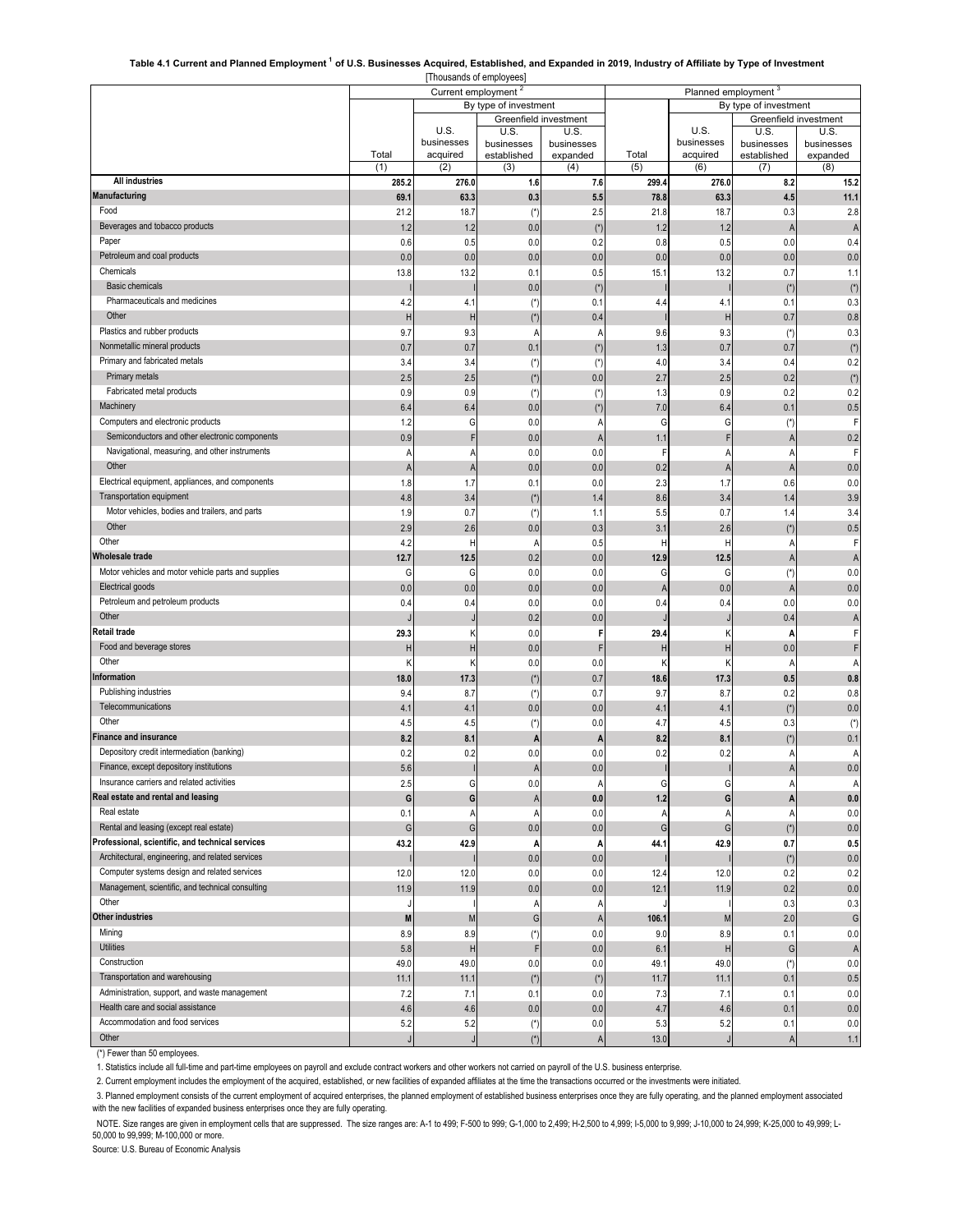**Table 4.1 Current and Planned Employment [1] of U.S. Businesses Acquired, Established, and Expanded in 2019, Industry of Affiliate by Type of Investment**

[Thousands of employees]

| | Current employment [2] | | | | Planned employment [3] | | | |
|---|---|---|---|---|---|---|---|---|
| | | By type of investment | | | | By type of investment | | |
| | | | Greenfield investment | | | | Greenfield investment | |
| | Total | U.S. businesses acquired | U.S. businesses established | U.S. businesses expanded | Total | U.S. businesses acquired | U.S. businesses established | U.S. businesses expanded |
| | (1) | (2) | (3) | (4) | (5) | (6) | (7) | (8) |
| **All industries** | **285.2** | **276.0** | **1.6** | **7.6** | **299.4** | **276.0** | **8.2** | **15.2** |
| **Manufacturing** | **69.1** | **63.3** | **0.3** | **5.5** | **78.8** | **63.3** | **4.5** | **11.1** |
| Food | 21.2 | 18.7 | (*) | 2.5 | 21.8 | 18.7 | 0.3 | 2.8 |
| Beverages and tobacco products | 1.2 | 1.2 | 0.0 | (*) | 1.2 | 1.2 | A | A |
| Paper | 0.6 | 0.5 | 0.0 | 0.2 | 0.8 | 0.5 | 0.0 | 0.4 |
| Petroleum and coal products | 0.0 | 0.0 | 0.0 | 0.0 | 0.0 | 0.0 | 0.0 | 0.0 |
| Chemicals | 13.8 | 13.2 | 0.1 | 0.5 | 15.1 | 13.2 | 0.7 | 1.1 |
| Basic chemicals | I | I | 0.0 | (*) | I | I | (*) | (*) |
| Pharmaceuticals and medicines | 4.2 | 4.1 | (*) | 0.1 | 4.4 | 4.1 | 0.1 | 0.3 |
| Other | H | H | (*) | 0.4 | I | H | 0.7 | 0.8 |
| Plastics and rubber products | 9.7 | 9.3 | A | A | 9.6 | 9.3 | (*) | 0.3 |
| Nonmetallic mineral products | 0.7 | 0.7 | 0.1 | (*) | 1.3 | 0.7 | 0.7 | (*) |
| Primary and fabricated metals | 3.4 | 3.4 | (*) | (*) | 4.0 | 3.4 | 0.4 | 0.2 |
| Primary metals | 2.5 | 2.5 | (*) | 0.0 | 2.7 | 2.5 | 0.2 | (*) |
| Fabricated metal products | 0.9 | 0.9 | (*) | (*) | 1.3 | 0.9 | 0.2 | 0.2 |
| Machinery | 6.4 | 6.4 | 0.0 | (*) | 7.0 | 6.4 | 0.1 | 0.5 |
| Computers and electronic products | 1.2 | G | 0.0 | A | G | G | (*) | F |
| Semiconductors and other electronic components | 0.9 | F | 0.0 | A | 1.1 | F | A | 0.2 |
| Navigational, measuring, and other instruments | A | A | 0.0 | 0.0 | F | A | A | F |
| Other | A | A | 0.0 | 0.0 | 0.2 | A | A | 0.0 |
| Electrical equipment, appliances, and components | 1.8 | 1.7 | 0.1 | 0.0 | 2.3 | 1.7 | 0.6 | 0.0 |
| Transportation equipment | 4.8 | 3.4 | (*) | 1.4 | 8.6 | 3.4 | 1.4 | 3.9 |
| Motor vehicles, bodies and trailers, and parts | 1.9 | 0.7 | (*) | 1.1 | 5.5 | 0.7 | 1.4 | 3.4 |
| Other | 2.9 | 2.6 | 0.0 | 0.3 | 3.1 | 2.6 | (*) | 0.5 |
| Other | 4.2 | H | A | 0.5 | H | H | A | F |
| **Wholesale trade** | **12.7** | **12.5** | **0.2** | **0.0** | **12.9** | **12.5** | **A** | **A** |
| Motor vehicles and motor vehicle parts and supplies | G | G | 0.0 | 0.0 | G | G | (*) | 0.0 |
| Electrical goods | 0.0 | 0.0 | 0.0 | 0.0 | A | 0.0 | A | 0.0 |
| Petroleum and petroleum products | 0.4 | 0.4 | 0.0 | 0.0 | 0.4 | 0.4 | 0.0 | 0.0 |
| Other | J | J | 0.2 | 0.0 | J | J | 0.4 | A |
| **Retail trade** | **29.3** | **K** | **0.0** | **F** | **29.4** | **K** | **A** | **F** |
| Food and beverage stores | H | H | 0.0 | F | H | H | 0.0 | F |
| Other | K | K | 0.0 | 0.0 | K | K | A | A |
| **Information** | **18.0** | **17.3** | **(*)** | **0.7** | **18.6** | **17.3** | **0.5** | **0.8** |
| Publishing industries | 9.4 | 8.7 | (*) | 0.7 | 9.7 | 8.7 | 0.2 | 0.8 |
| Telecommunications | 4.1 | 4.1 | 0.0 | 0.0 | 4.1 | 4.1 | (*) | 0.0 |
| Other | 4.5 | 4.5 | (*) | 0.0 | 4.7 | 4.5 | 0.3 | (*) |
| **Finance and insurance** | **8.2** | **8.1** | **A** | **A** | **8.2** | **8.1** | **(*)** | **0.1** |
| Depository credit intermediation (banking) | 0.2 | 0.2 | 0.0 | 0.0 | 0.2 | 0.2 | A | A |
| Finance, except depository institutions | 5.6 | I | A | 0.0 | I | I | A | 0.0 |
| Insurance carriers and related activities | 2.5 | G | 0.0 | A | G | G | A | A |
| **Real estate and rental and leasing** | **G** | **G** | **A** | **0.0** | **1.2** | **G** | **A** | **0.0** |
| Real estate | 0.1 | A | A | 0.0 | A | A | A | 0.0 |
| Rental and leasing (except real estate) | G | G | 0.0 | 0.0 | G | G | (*) | 0.0 |
| **Professional, scientific, and technical services** | **43.2** | **42.9** | **A** | **A** | **44.1** | **42.9** | **0.7** | **0.5** |
| Architectural, engineering, and related services | I | I | 0.0 | 0.0 | I | I | (*) | 0.0 |
| Computer systems design and related services | 12.0 | 12.0 | 0.0 | 0.0 | 12.4 | 12.0 | 0.2 | 0.2 |
| Management, scientific, and technical consulting | 11.9 | 11.9 | 0.0 | 0.0 | 12.1 | 11.9 | 0.2 | 0.0 |
| Other | J | I | A | A | J | I | 0.3 | 0.3 |
| **Other industries** | **M** | **M** | **G** | **A** | **106.1** | **M** | **2.0** | **G** |
| Mining | 8.9 | 8.9 | (*) | 0.0 | 9.0 | 8.9 | 0.1 | 0.0 |
| Utilities | 5.8 | H | F | 0.0 | 6.1 | H | G | A |
| Construction | 49.0 | 49.0 | 0.0 | 0.0 | 49.1 | 49.0 | (*) | 0.0 |
| Transportation and warehousing | 11.1 | 11.1 | (*) | (*) | 11.7 | 11.1 | 0.1 | 0.5 |
| Administration, support, and waste management | 7.2 | 7.1 | 0.1 | 0.0 | 7.3 | 7.1 | 0.1 | 0.0 |
| Health care and social assistance | 4.6 | 4.6 | 0.0 | 0.0 | 4.7 | 4.6 | 0.1 | 0.0 |
| Accommodation and food services | 5.2 | 5.2 | (*) | 0.0 | 5.3 | 5.2 | 0.1 | 0.0 |
| Other | J | J | (*) | A | 13.0 | J | A | 1.1 |

(*) Fewer than 50 employees.

1. Statistics include all full-time and part-time employees on payroll and exclude contract workers and other workers not carried on payroll of the U.S. business enterprise.

2. Current employment includes the employment of the acquired, established, or new facilities of expanded affiliates at the time the transactions occurred or the investments were initiated.

3. Planned employment consists of the current employment of acquired enterprises, the planned employment of established business enterprises once they are fully operating, and the planned employment associated with the new facilities of expanded business enterprises once they are fully operating.

NOTE. Size ranges are given in employment cells that are suppressed. The size ranges are: A-1 to 499; F-500 to 999; G-1,000 to 2,499; H-2,500 to 4,999; I-5,000 to 9,999; J-10,000 to 24,999; K-25,000 to 49,999; L-50,000 to 99,999; M-100,000 or more.

Source: U.S. Bureau of Economic Analysis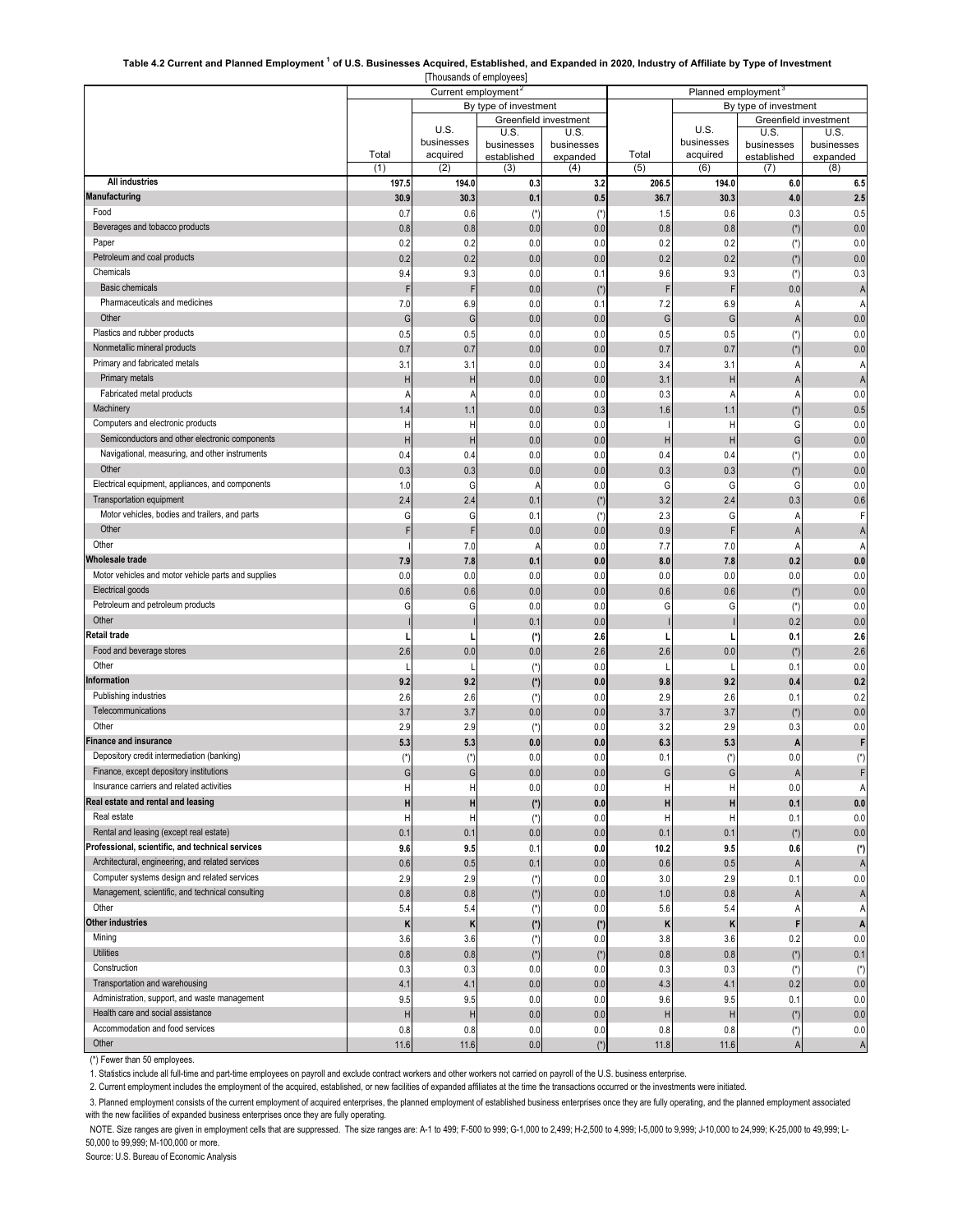**Table 4.2 Current and Planned Employment [1] of U.S. Businesses Acquired, Established, and Expanded in 2020, Industry of Affiliate by Type of Investment**

[Thousands of employees]

| | Current employment [2] | | | | Planned employment [3] | | | |
|---|---|---|---|---|---|---|---|---|
| | | By type of investment | | | | By type of investment | | |
| | | | Greenfield investment | | | | Greenfield investment | |
| | Total | U.S. businesses acquired | U.S. businesses established | U.S. businesses expanded | Total | U.S. businesses acquired | U.S. businesses established | U.S. businesses expanded |
| | (1) | (2) | (3) | (4) | (5) | (6) | (7) | (8) |
| **All industries** | **197.5** | **194.0** | **0.3** | **3.2** | **206.5** | **194.0** | **6.0** | **6.5** |
| **Manufacturing** | **30.9** | **30.3** | **0.1** | **0.5** | **36.7** | **30.3** | **4.0** | **2.5** |
| Food | 0.7 | 0.6 | (*) | (*) | 1.5 | 0.6 | 0.3 | 0.5 |
| Beverages and tobacco products | 0.8 | 0.8 | 0.0 | 0.0 | 0.8 | 0.8 | (*) | 0.0 |
| Paper | 0.2 | 0.2 | 0.0 | 0.0 | 0.2 | 0.2 | (*) | 0.0 |
| Petroleum and coal products | 0.2 | 0.2 | 0.0 | 0.0 | 0.2 | 0.2 | (*) | 0.0 |
| Chemicals | 9.4 | 9.3 | 0.0 | 0.1 | 9.6 | 9.3 | (*) | 0.3 |
| Basic chemicals | F | F | 0.0 | (*) | F | F | 0.0 | A |
| Pharmaceuticals and medicines | 7.0 | 6.9 | 0.0 | 0.1 | 7.2 | 6.9 | A | A |
| Other | G | G | 0.0 | 0.0 | G | G | A | 0.0 |
| Plastics and rubber products | 0.5 | 0.5 | 0.0 | 0.0 | 0.5 | 0.5 | (*) | 0.0 |
| Nonmetallic mineral products | 0.7 | 0.7 | 0.0 | 0.0 | 0.7 | 0.7 | (*) | 0.0 |
| Primary and fabricated metals | 3.1 | 3.1 | 0.0 | 0.0 | 3.4 | 3.1 | A | A |
| Primary metals | H | H | 0.0 | 0.0 | 3.1 | H | A | A |
| Fabricated metal products | A | A | 0.0 | 0.0 | 0.3 | A | A | 0.0 |
| Machinery | 1.4 | 1.1 | 0.0 | 0.3 | 1.6 | 1.1 | (*) | 0.5 |
| Computers and electronic products | H | H | 0.0 | 0.0 | I | H | G | 0.0 |
| Semiconductors and other electronic components | H | H | 0.0 | 0.0 | H | H | G | 0.0 |
| Navigational, measuring, and other instruments | 0.4 | 0.4 | 0.0 | 0.0 | 0.4 | 0.4 | (*) | 0.0 |
| Other | 0.3 | 0.3 | 0.0 | 0.0 | 0.3 | 0.3 | (*) | 0.0 |
| Electrical equipment, appliances, and components | 1.0 | G | A | 0.0 | G | G | G | 0.0 |
| Transportation equipment | 2.4 | 2.4 | 0.1 | (*) | 3.2 | 2.4 | 0.3 | 0.6 |
| Motor vehicles, bodies and trailers, and parts | G | G | 0.1 | (*) | 2.3 | G | A | F |
| Other | F | F | 0.0 | 0.0 | 0.9 | F | A | A |
| Other | I | 7.0 | A | 0.0 | 7.7 | 7.0 | A | A |
| **Wholesale trade** | **7.9** | **7.8** | **0.1** | **0.0** | **8.0** | **7.8** | **0.2** | **0.0** |
| Motor vehicles and motor vehicle parts and supplies | 0.0 | 0.0 | 0.0 | 0.0 | 0.0 | 0.0 | 0.0 | 0.0 |
| Electrical goods | 0.6 | 0.6 | 0.0 | 0.0 | 0.6 | 0.6 | (*) | 0.0 |
| Petroleum and petroleum products | G | G | 0.0 | 0.0 | G | G | (*) | 0.0 |
| Other | I | I | 0.1 | 0.0 | I | I | 0.2 | 0.0 |
| **Retail trade** | **L** | **L** | **(*)** | **2.6** | **L** | **L** | **0.1** | **2.6** |
| Food and beverage stores | 2.6 | 0.0 | 0.0 | 2.6 | 2.6 | 0.0 | (*) | 2.6 |
| Other | L | L | (*) | 0.0 | L | L | 0.1 | 0.0 |
| **Information** | **9.2** | **9.2** | **(*)** | **0.0** | **9.8** | **9.2** | **0.4** | **0.2** |
| Publishing industries | 2.6 | 2.6 | (*) | 0.0 | 2.9 | 2.6 | 0.1 | 0.2 |
| Telecommunications | 3.7 | 3.7 | 0.0 | 0.0 | 3.7 | 3.7 | (*) | 0.0 |
| Other | 2.9 | 2.9 | (*) | 0.0 | 3.2 | 2.9 | 0.3 | 0.0 |
| **Finance and insurance** | **5.3** | **5.3** | **0.0** | **0.0** | **6.3** | **5.3** | **A** | **F** |
| Depository credit intermediation (banking) | (*) | (*) | 0.0 | 0.0 | 0.1 | (*) | 0.0 | (*) |
| Finance, except depository institutions | G | G | 0.0 | 0.0 | G | G | A | F |
| Insurance carriers and related activities | H | H | 0.0 | 0.0 | H | H | 0.0 | A |
| **Real estate and rental and leasing** | **H** | **H** | **(*)** | **0.0** | **H** | **H** | **0.1** | **0.0** |
| Real estate | H | H | (*) | 0.0 | H | H | 0.1 | 0.0 |
| Rental and leasing (except real estate) | 0.1 | 0.1 | 0.0 | 0.0 | 0.1 | 0.1 | (*) | 0.0 |
| **Professional, scientific, and technical services** | **9.6** | **9.5** | **0.1** | **0.0** | **10.2** | **9.5** | **0.6** | **(*)** |
| Architectural, engineering, and related services | 0.6 | 0.5 | 0.1 | 0.0 | 0.6 | 0.5 | A | A |
| Computer systems design and related services | 2.9 | 2.9 | (*) | 0.0 | 3.0 | 2.9 | 0.1 | 0.0 |
| Management, scientific, and technical consulting | 0.8 | 0.8 | (*) | 0.0 | 1.0 | 0.8 | A | A |
| Other | 5.4 | 5.4 | (*) | 0.0 | 5.6 | 5.4 | A | A |
| **Other industries** | **K** | **K** | **(*)** | **(*)** | **K** | **K** | **F** | **A** |
| Mining | 3.6 | 3.6 | (*) | 0.0 | 3.8 | 3.6 | 0.2 | 0.0 |
| Utilities | 0.8 | 0.8 | (*) | (*) | 0.8 | 0.8 | (*) | 0.1 |
| Construction | 0.3 | 0.3 | 0.0 | 0.0 | 0.3 | 0.3 | (*) | (*) |
| Transportation and warehousing | 4.1 | 4.1 | 0.0 | 0.0 | 4.3 | 4.1 | 0.2 | 0.0 |
| Administration, support, and waste management | 9.5 | 9.5 | 0.0 | 0.0 | 9.6 | 9.5 | 0.1 | 0.0 |
| Health care and social assistance | H | H | 0.0 | 0.0 | H | H | (*) | 0.0 |
| Accommodation and food services | 0.8 | 0.8 | 0.0 | 0.0 | 0.8 | 0.8 | (*) | 0.0 |
| Other | 11.6 | 11.6 | 0.0 | (*) | 11.8 | 11.6 | A | A |

(*) Fewer than 50 employees.

1. Statistics include all full-time and part-time employees on payroll and exclude contract workers and other workers not carried on payroll of the U.S. business enterprise.

2. Current employment includes the employment of the acquired, established, or new facilities of expanded affiliates at the time the transactions occurred or the investments were initiated.

3. Planned employment consists of the current employment of acquired enterprises, the planned employment of established business enterprises once they are fully operating, and the planned employment associated with the new facilities of expanded business enterprises once they are fully operating.

NOTE. Size ranges are given in employment cells that are suppressed. The size ranges are: A-1 to 499; F-500 to 999; G-1,000 to 2,499; H-2,500 to 4,999; I-5,000 to 9,999; J-10,000 to 24,999; K-25,000 to 49,999; L-50,000 to 99,999; M-100,000 or more.

Source: U.S. Bureau of Economic Analysis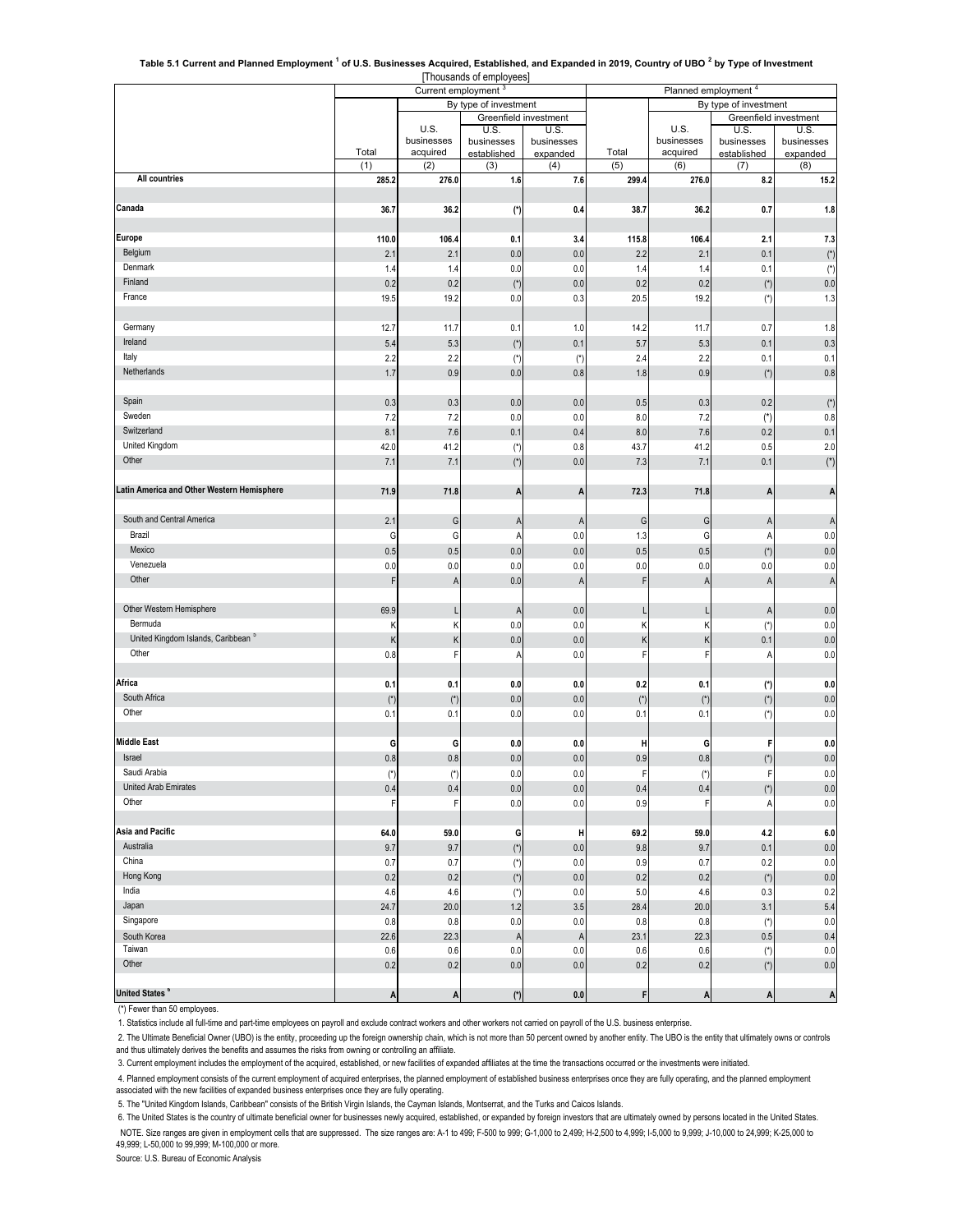**Table 5.1 Current and Planned Employment [1] of U.S. Businesses Acquired, Established, and Expanded in 2019, Country of UBO [2] by Type of Investment**

[Thousands of employees]

| | Current employment [3] | | | | Planned employment [4] | | | |
|---|---|---|---|---|---|---|---|---|
| | | By type of investment | | | | By type of investment | | |
| | | | Greenfield investment | | | | Greenfield investment | |
| | Total | U.S. businesses acquired | U.S. businesses established | U.S. businesses expanded | Total | U.S. businesses acquired | U.S. businesses established | U.S. businesses expanded |
| | (1) | (2) | (3) | (4) | (5) | (6) | (7) | (8) |
| **All countries** | **285.2** | **276.0** | **1.6** | **7.6** | **299.4** | **276.0** | **8.2** | **15.2** |
| | | | | | | | | |
| **Canada** | **36.7** | **36.2** | **(*)** | **0.4** | **38.7** | **36.2** | **0.7** | **1.8** |
| | | | | | | | | |
| **Europe** | **110.0** | **106.4** | **0.1** | **3.4** | **115.8** | **106.4** | **2.1** | **7.3** |
| Belgium | 2.1 | 2.1 | 0.0 | 0.0 | 2.2 | 2.1 | 0.1 | (*) |
| Denmark | 1.4 | 1.4 | 0.0 | 0.0 | 1.4 | 1.4 | 0.1 | (*) |
| Finland | 0.2 | 0.2 | (*) | 0.0 | 0.2 | 0.2 | (*) | 0.0 |
| France | 19.5 | 19.2 | 0.0 | 0.3 | 20.5 | 19.2 | (*) | 1.3 |
| | | | | | | | | |
| Germany | 12.7 | 11.7 | 0.1 | 1.0 | 14.2 | 11.7 | 0.7 | 1.8 |
| Ireland | 5.4 | 5.3 | (*) | 0.1 | 5.7 | 5.3 | 0.1 | 0.3 |
| Italy | 2.2 | 2.2 | (*) | (*) | 2.4 | 2.2 | 0.1 | 0.1 |
| Netherlands | 1.7 | 0.9 | 0.0 | 0.8 | 1.8 | 0.9 | (*) | 0.8 |
| | | | | | | | | |
| Spain | 0.3 | 0.3 | 0.0 | 0.0 | 0.5 | 0.3 | 0.2 | (*) |
| Sweden | 7.2 | 7.2 | 0.0 | 0.0 | 8.0 | 7.2 | (*) | 0.8 |
| Switzerland | 8.1 | 7.6 | 0.1 | 0.4 | 8.0 | 7.6 | 0.2 | 0.1 |
| United Kingdom | 42.0 | 41.2 | (*) | 0.8 | 43.7 | 41.2 | 0.5 | 2.0 |
| Other | 7.1 | 7.1 | (*) | 0.0 | 7.3 | 7.1 | 0.1 | (*) |
| | | | | | | | | |
| **Latin America and Other Western Hemisphere** | **71.9** | **71.8** | **A** | **A** | **72.3** | **71.8** | **A** | **A** |
| | | | | | | | | |
| South and Central America | 2.1 | G | A | A | G | G | A | A |
| Brazil | G | G | A | 0.0 | 1.3 | G | A | 0.0 |
| Mexico | 0.5 | 0.5 | 0.0 | 0.0 | 0.5 | 0.5 | (*) | 0.0 |
| Venezuela | 0.0 | 0.0 | 0.0 | 0.0 | 0.0 | 0.0 | 0.0 | 0.0 |
| Other | F | A | 0.0 | A | F | A | A | A |
| | | | | | | | | |
| Other Western Hemisphere | 69.9 | L | A | 0.0 | L | L | A | 0.0 |
| Bermuda | K | K | 0.0 | 0.0 | K | K | (*) | 0.0 |
| United Kingdom Islands, Caribbean [5] | K | K | 0.0 | 0.0 | K | K | 0.1 | 0.0 |
| Other | 0.8 | F | A | 0.0 | F | F | A | 0.0 |
| | | | | | | | | |
| **Africa** | **0.1** | **0.1** | **0.0** | **0.0** | **0.2** | **0.1** | **(*)** | **0.0** |
| South Africa | (*) | (*) | 0.0 | 0.0 | (*) | (*) | (*) | 0.0 |
| Other | 0.1 | 0.1 | 0.0 | 0.0 | 0.1 | 0.1 | (*) | 0.0 |
| | | | | | | | | |
| **Middle East** | **G** | **G** | **0.0** | **0.0** | **H** | **G** | **F** | **0.0** |
| Israel | 0.8 | 0.8 | 0.0 | 0.0 | 0.9 | 0.8 | (*) | 0.0 |
| Saudi Arabia | (*) | (*) | 0.0 | 0.0 | F | (*) | F | 0.0 |
| United Arab Emirates | 0.4 | 0.4 | 0.0 | 0.0 | 0.4 | 0.4 | (*) | 0.0 |
| Other | F | F | 0.0 | 0.0 | 0.9 | F | A | 0.0 |
| | | | | | | | | |
| **Asia and Pacific** | **64.0** | **59.0** | **G** | **H** | **69.2** | **59.0** | **4.2** | **6.0** |
| Australia | 9.7 | 9.7 | (*) | 0.0 | 9.8 | 9.7 | 0.1 | 0.0 |
| China | 0.7 | 0.7 | (*) | 0.0 | 0.9 | 0.7 | 0.2 | 0.0 |
| Hong Kong | 0.2 | 0.2 | (*) | 0.0 | 0.2 | 0.2 | (*) | 0.0 |
| India | 4.6 | 4.6 | (*) | 0.0 | 5.0 | 4.6 | 0.3 | 0.2 |
| Japan | 24.7 | 20.0 | 1.2 | 3.5 | 28.4 | 20.0 | 3.1 | 5.4 |
| Singapore | 0.8 | 0.8 | 0.0 | 0.0 | 0.8 | 0.8 | (*) | 0.0 |
| South Korea | 22.6 | 22.3 | A | A | 23.1 | 22.3 | 0.5 | 0.4 |
| Taiwan | 0.6 | 0.6 | 0.0 | 0.0 | 0.6 | 0.6 | (*) | 0.0 |
| Other | 0.2 | 0.2 | 0.0 | 0.0 | 0.2 | 0.2 | (*) | 0.0 |
| | | | | | | | | |
| **United States [6]** | **A** | **A** | **(*)** | **0.0** | **F** | **A** | **A** | **A** |

(*) Fewer than 50 employees.

1. Statistics include all full-time and part-time employees on payroll and exclude contract workers and other workers not carried on payroll of the U.S. business enterprise.

2. The Ultimate Beneficial Owner (UBO) is the entity, proceeding up the foreign ownership chain, which is not more than 50 percent owned by another entity. The UBO is the entity that ultimately owns or controls and thus ultimately derives the benefits and assumes the risks from owning or controlling an affiliate.

3. Current employment includes the employment of the acquired, established, or new facilities of expanded affiliates at the time the transactions occurred or the investments were initiated.

4. Planned employment consists of the current employment of acquired enterprises, the planned employment of established business enterprises once they are fully operating, and the planned employment associated with the new facilities of expanded business enterprises once they are fully operating.

5. The "United Kingdom Islands, Caribbean" consists of the British Virgin Islands, the Cayman Islands, Montserrat, and the Turks and Caicos Islands.

6. The United States is the country of ultimate beneficial owner for businesses newly acquired, established, or expanded by foreign investors that are ultimately owned by persons located in the United States.

NOTE. Size ranges are given in employment cells that are suppressed. The size ranges are: A-1 to 499; F-500 to 999; G-1,000 to 2,499; H-2,500 to 4,999; I-5,000 to 9,999; J-10,000 to 24,999; K-25,000 to 49,999; L-50,000 to 99,999; M-100,000 or more.

Source: U.S. Bureau of Economic Analysis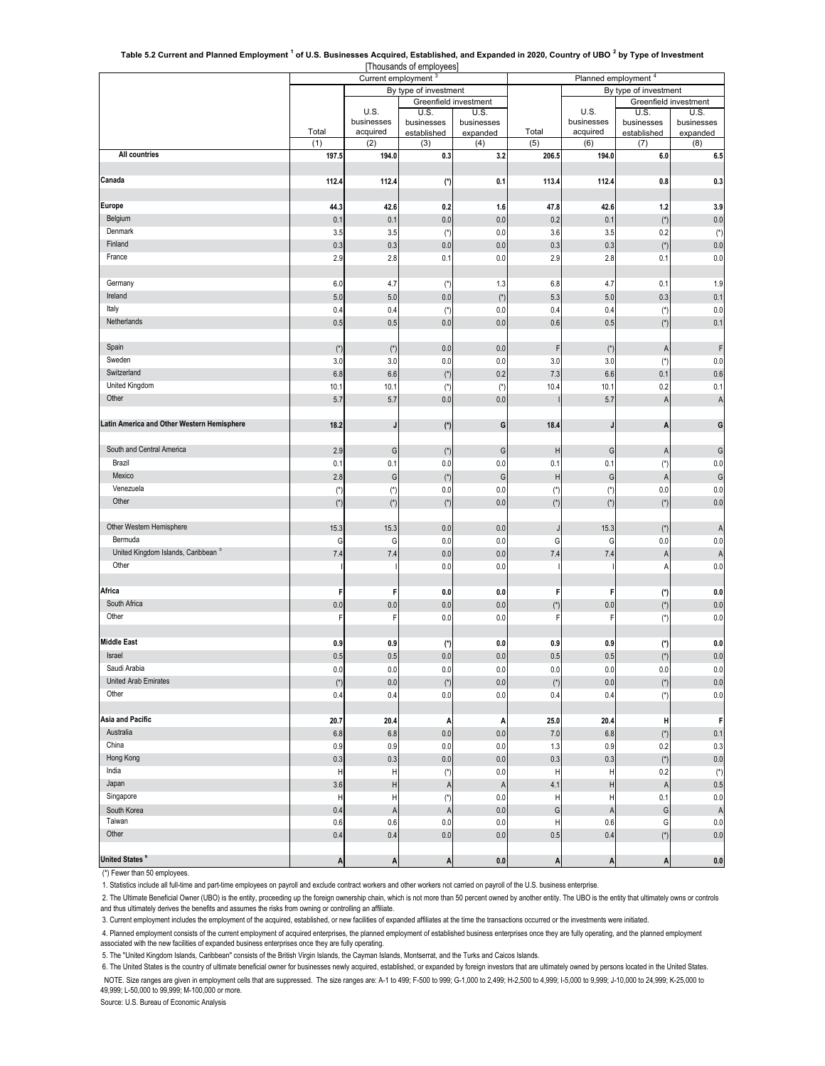**Table 5.2 Current and Planned Employment [1] of U.S. Businesses Acquired, Established, and Expanded in 2020, Country of UBO [2] by Type of Investment**

[Thousands of employees]

| | Current employment [3] | | | | Planned employment [4] | | | |
|---|---|---|---|---|---|---|---|---|
| | Total | By type of investment | | | Total | By type of investment | | |
| | | U.S. businesses acquired | Greenfield investment | | | U.S. businesses acquired | Greenfield investment | |
| | | | U.S. businesses established | U.S. businesses expanded | | | U.S. businesses established | U.S. businesses expanded |
| | (1) | (2) | (3) | (4) | (5) | (6) | (7) | (8) |
| **All countries** | **197.5** | **194.0** | **0.3** | **3.2** | **206.5** | **194.0** | **6.0** | **6.5** |
| **Canada** | **112.4** | **112.4** | **(\*)** | **0.1** | **113.4** | **112.4** | **0.8** | **0.3** |
| **Europe** | **44.3** | **42.6** | **0.2** | **1.6** | **47.8** | **42.6** | **1.2** | **3.9** |
| Belgium | 0.1 | 0.1 | 0.0 | 0.0 | 0.2 | 0.1 | (\*) | 0.0 |
| Denmark | 3.5 | 3.5 | (\*) | 0.0 | 3.6 | 3.5 | 0.2 | (\*) |
| Finland | 0.3 | 0.3 | 0.0 | 0.0 | 0.3 | 0.3 | (\*) | 0.0 |
| France | 2.9 | 2.8 | 0.1 | 0.0 | 2.9 | 2.8 | 0.1 | 0.0 |
| Germany | 6.0 | 4.7 | (\*) | 1.3 | 6.8 | 4.7 | 0.1 | 1.9 |
| Ireland | 5.0 | 5.0 | 0.0 | (\*) | 5.3 | 5.0 | 0.3 | 0.1 |
| Italy | 0.4 | 0.4 | (\*) | 0.0 | 0.4 | 0.4 | (\*) | 0.0 |
| Netherlands | 0.5 | 0.5 | 0.0 | 0.0 | 0.6 | 0.5 | (\*) | 0.1 |
| Spain | (\*) | (\*) | 0.0 | 0.0 | F | (\*) | A | F |
| Sweden | 3.0 | 3.0 | 0.0 | 0.0 | 3.0 | 3.0 | (\*) | 0.0 |
| Switzerland | 6.8 | 6.6 | (\*) | 0.2 | 7.3 | 6.6 | 0.1 | 0.6 |
| United Kingdom | 10.1 | 10.1 | (\*) | (\*) | 10.4 | 10.1 | 0.2 | 0.1 |
| Other | 5.7 | 5.7 | 0.0 | 0.0 | I | 5.7 | A | A |
| **Latin America and Other Western Hemisphere** | **18.2** | **J** | **(\*)** | **G** | **18.4** | **J** | **A** | **G** |
| South and Central America | 2.9 | G | (\*) | G | H | G | A | G |
| Brazil | 0.1 | 0.1 | 0.0 | 0.0 | 0.1 | 0.1 | (\*) | 0.0 |
| Mexico | 2.8 | G | (\*) | G | H | G | A | G |
| Venezuela | (\*) | (\*) | 0.0 | 0.0 | (\*) | (\*) | 0.0 | 0.0 |
| Other | (\*) | (\*) | (\*) | 0.0 | (\*) | (\*) | (\*) | 0.0 |
| Other Western Hemisphere | 15.3 | 15.3 | 0.0 | 0.0 | J | 15.3 | (\*) | A |
| Bermuda | G | G | 0.0 | 0.0 | G | G | 0.0 | 0.0 |
| United Kingdom Islands, Caribbean [5] | 7.4 | 7.4 | 0.0 | 0.0 | 7.4 | 7.4 | A | A |
| Other | I | I | 0.0 | 0.0 | I | I | A | 0.0 |
| **Africa** | **F** | **F** | **0.0** | **0.0** | **F** | **F** | **(\*)** | **0.0** |
| South Africa | 0.0 | 0.0 | 0.0 | 0.0 | (\*) | 0.0 | (\*) | 0.0 |
| Other | F | F | 0.0 | 0.0 | F | F | (\*) | 0.0 |
| **Middle East** | **0.9** | **0.9** | **(\*)** | **0.0** | **0.9** | **0.9** | **(\*)** | **0.0** |
| Israel | 0.5 | 0.5 | 0.0 | 0.0 | 0.5 | 0.5 | (\*) | 0.0 |
| Saudi Arabia | 0.0 | 0.0 | 0.0 | 0.0 | 0.0 | 0.0 | 0.0 | 0.0 |
| United Arab Emirates | (\*) | 0.0 | (\*) | 0.0 | (\*) | 0.0 | (\*) | 0.0 |
| Other | 0.4 | 0.4 | 0.0 | 0.0 | 0.4 | 0.4 | (\*) | 0.0 |
| **Asia and Pacific** | **20.7** | **20.4** | **A** | **A** | **25.0** | **20.4** | **H** | **F** |
| Australia | 6.8 | 6.8 | 0.0 | 0.0 | 7.0 | 6.8 | (\*) | 0.1 |
| China | 0.9 | 0.9 | 0.0 | 0.0 | 1.3 | 0.9 | 0.2 | 0.3 |
| Hong Kong | 0.3 | 0.3 | 0.0 | 0.0 | 0.3 | 0.3 | (\*) | 0.0 |
| India | H | H | (\*) | 0.0 | H | H | 0.2 | (\*) |
| Japan | 3.6 | H | A | A | 4.1 | H | A | 0.5 |
| Singapore | H | H | (\*) | 0.0 | H | H | 0.1 | 0.0 |
| South Korea | 0.4 | A | A | 0.0 | G | A | G | A |
| Taiwan | 0.6 | 0.6 | 0.0 | 0.0 | H | 0.6 | G | 0.0 |
| Other | 0.4 | 0.4 | 0.0 | 0.0 | 0.5 | 0.4 | (\*) | 0.0 |
| **United States [6]** | **A** | **A** | **A** | **0.0** | **A** | **A** | **A** | **0.0** |

(\*) Fewer than 50 employees.

1. Statistics include all full-time and part-time employees on payroll and exclude contract workers and other workers not carried on payroll of the U.S. business enterprise.

2. The Ultimate Beneficial Owner (UBO) is the entity, proceeding up the foreign ownership chain, which is not more than 50 percent owned by another entity. The UBO is the entity that ultimately owns or controls and thus ultimately derives the benefits and assumes the risks from owning or controlling an affiliate.

3. Current employment includes the employment of the acquired, established, or new facilities of expanded affiliates at the time the transactions occurred or the investments were initiated.

4. Planned employment consists of the current employment of acquired enterprises, the planned employment of established business enterprises once they are fully operating, and the planned employment associated with the new facilities of expanded business enterprises once they are fully operating.

5. The "United Kingdom Islands, Caribbean" consists of the British Virgin Islands, the Cayman Islands, Montserrat, and the Turks and Caicos Islands.

6. The United States is the country of ultimate beneficial owner for businesses newly acquired, established, or expanded by foreign investors that are ultimately owned by persons located in the United States.

NOTE. Size ranges are given in employment cells that are suppressed. The size ranges are: A-1 to 499; F-500 to 999; G-1,000 to 2,499; H-2,500 to 4,999; I-5,000 to 9,999; J-10,000 to 24,999; K-25,000 to 49,999; L-50,000 to 99,999; M-100,000 or more.

Source: U.S. Bureau of Economic Analysis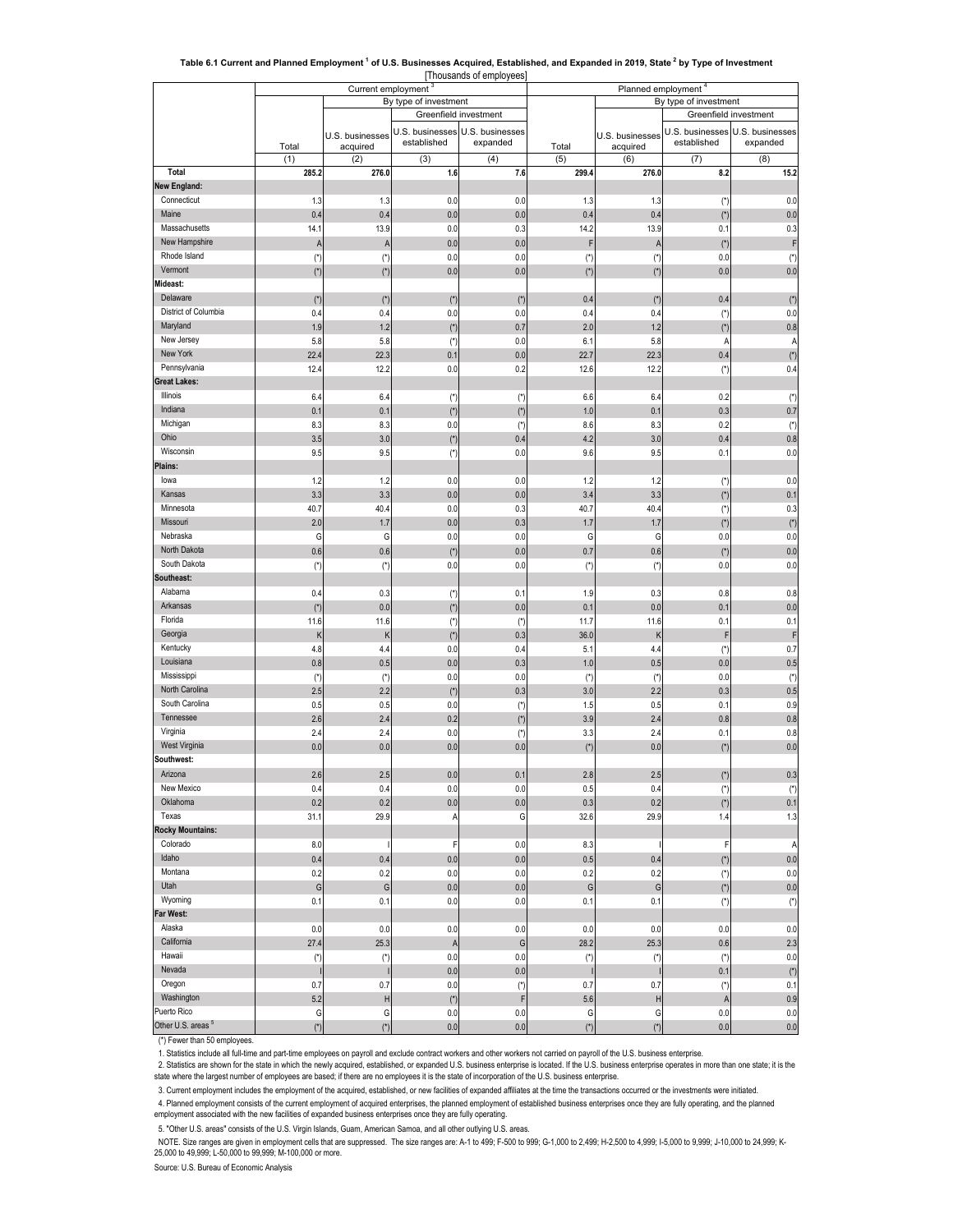**Table 6.1 Current and Planned Employment [1] of U.S. Businesses Acquired, Established, and Expanded in 2019, State [2] by Type of Investment**

[Thousands of employees]

| | Current employment [3] | | | | Planned employment [4] | | | |
|---|---|---|---|---|---|---|---|---|
| | Total | By type of investment | | | Total | By type of investment | | |
| | | U.S. businesses acquired | Greenfield investment | | | U.S. businesses acquired | Greenfield investment | |
| | | | U.S. businesses established | U.S. businesses expanded | | | U.S. businesses established | U.S. businesses expanded |
| | (1) | (2) | (3) | (4) | (5) | (6) | (7) | (8) |
| **Total** | **285.2** | **276.0** | **1.6** | **7.6** | **299.4** | **276.0** | **8.2** | **15.2** |
| **New England:** | | | | | | | | |
| Connecticut | 1.3 | 1.3 | 0.0 | 0.0 | 1.3 | 1.3 | (*) | 0.0 |
| Maine | 0.4 | 0.4 | 0.0 | 0.0 | 0.4 | 0.4 | (*) | 0.0 |
| Massachusetts | 14.1 | 13.9 | 0.0 | 0.3 | 14.2 | 13.9 | 0.1 | 0.3 |
| New Hampshire | A | A | 0.0 | 0.0 | F | A | (*) | F |
| Rhode Island | (*) | (*) | 0.0 | 0.0 | (*) | (*) | 0.0 | (*) |
| Vermont | (*) | (*) | 0.0 | 0.0 | (*) | (*) | 0.0 | 0.0 |
| **Mideast:** | | | | | | | | |
| Delaware | (*) | (*) | (*) | (*) | 0.4 | (*) | 0.4 | (*) |
| District of Columbia | 0.4 | 0.4 | 0.0 | 0.0 | 0.4 | 0.4 | (*) | 0.0 |
| Maryland | 1.9 | 1.2 | (*) | 0.7 | 2.0 | 1.2 | (*) | 0.8 |
| New Jersey | 5.8 | 5.8 | (*) | 0.0 | 6.1 | 5.8 | A | A |
| New York | 22.4 | 22.3 | 0.1 | 0.0 | 22.7 | 22.3 | 0.4 | (*) |
| Pennsylvania | 12.4 | 12.2 | 0.0 | 0.2 | 12.6 | 12.2 | (*) | 0.4 |
| **Great Lakes:** | | | | | | | | |
| Illinois | 6.4 | 6.4 | (*) | (*) | 6.6 | 6.4 | 0.2 | (*) |
| Indiana | 0.1 | 0.1 | (*) | (*) | 1.0 | 0.1 | 0.3 | 0.7 |
| Michigan | 8.3 | 8.3 | 0.0 | (*) | 8.6 | 8.3 | 0.2 | (*) |
| Ohio | 3.5 | 3.0 | (*) | 0.4 | 4.2 | 3.0 | 0.4 | 0.8 |
| Wisconsin | 9.5 | 9.5 | (*) | 0.0 | 9.6 | 9.5 | 0.1 | 0.0 |
| **Plains:** | | | | | | | | |
| Iowa | 1.2 | 1.2 | 0.0 | 0.0 | 1.2 | 1.2 | (*) | 0.0 |
| Kansas | 3.3 | 3.3 | 0.0 | 0.0 | 3.4 | 3.3 | (*) | 0.1 |
| Minnesota | 40.7 | 40.4 | 0.0 | 0.3 | 40.7 | 40.4 | (*) | 0.3 |
| Missouri | 2.0 | 1.7 | 0.0 | 0.3 | 1.7 | 1.7 | (*) | (*) |
| Nebraska | G | G | 0.0 | 0.0 | G | G | 0.0 | 0.0 |
| North Dakota | 0.6 | 0.6 | (*) | 0.0 | 0.7 | 0.6 | (*) | 0.0 |
| South Dakota | (*) | (*) | 0.0 | 0.0 | (*) | (*) | 0.0 | 0.0 |
| **Southeast:** | | | | | | | | |
| Alabama | 0.4 | 0.3 | (*) | 0.1 | 1.9 | 0.3 | 0.8 | 0.8 |
| Arkansas | (*) | 0.0 | (*) | 0.0 | 0.1 | 0.0 | 0.1 | 0.0 |
| Florida | 11.6 | 11.6 | (*) | (*) | 11.7 | 11.6 | 0.1 | 0.1 |
| Georgia | K | K | (*) | 0.3 | 36.0 | K | F | F |
| Kentucky | 4.8 | 4.4 | 0.0 | 0.4 | 5.1 | 4.4 | (*) | 0.7 |
| Louisiana | 0.8 | 0.5 | 0.0 | 0.3 | 1.0 | 0.5 | 0.0 | 0.5 |
| Mississippi | (*) | (*) | 0.0 | 0.0 | (*) | (*) | 0.0 | (*) |
| North Carolina | 2.5 | 2.2 | (*) | 0.3 | 3.0 | 2.2 | 0.3 | 0.5 |
| South Carolina | 0.5 | 0.5 | 0.0 | (*) | 1.5 | 0.5 | 0.1 | 0.9 |
| Tennessee | 2.6 | 2.4 | 0.2 | (*) | 3.9 | 2.4 | 0.8 | 0.8 |
| Virginia | 2.4 | 2.4 | 0.0 | (*) | 3.3 | 2.4 | 0.1 | 0.8 |
| West Virginia | 0.0 | 0.0 | 0.0 | 0.0 | (*) | 0.0 | (*) | 0.0 |
| **Southwest:** | | | | | | | | |
| Arizona | 2.6 | 2.5 | 0.0 | 0.1 | 2.8 | 2.5 | (*) | 0.3 |
| New Mexico | 0.4 | 0.4 | 0.0 | 0.0 | 0.5 | 0.4 | (*) | (*) |
| Oklahoma | 0.2 | 0.2 | 0.0 | 0.0 | 0.3 | 0.2 | (*) | 0.1 |
| Texas | 31.1 | 29.9 | A | G | 32.6 | 29.9 | 1.4 | 1.3 |
| **Rocky Mountains:** | | | | | | | | |
| Colorado | 8.0 | I | F | 0.0 | 8.3 | I | F | A |
| Idaho | 0.4 | 0.4 | 0.0 | 0.0 | 0.5 | 0.4 | (*) | 0.0 |
| Montana | 0.2 | 0.2 | 0.0 | 0.0 | 0.2 | 0.2 | (*) | 0.0 |
| Utah | G | G | 0.0 | 0.0 | G | G | (*) | 0.0 |
| Wyoming | 0.1 | 0.1 | 0.0 | 0.0 | 0.1 | 0.1 | (*) | (*) |
| **Far West:** | | | | | | | | |
| Alaska | 0.0 | 0.0 | 0.0 | 0.0 | 0.0 | 0.0 | 0.0 | 0.0 |
| California | 27.4 | 25.3 | A | G | 28.2 | 25.3 | 0.6 | 2.3 |
| Hawaii | (*) | (*) | 0.0 | 0.0 | (*) | (*) | (*) | 0.0 |
| Nevada | I | I | 0.0 | 0.0 | I | I | 0.1 | (*) |
| Oregon | 0.7 | 0.7 | 0.0 | (*) | 0.7 | 0.7 | (*) | 0.1 |
| Washington | 5.2 | H | (*) | F | 5.6 | H | A | 0.9 |
| Puerto Rico | G | G | 0.0 | 0.0 | G | G | 0.0 | 0.0 |
| Other U.S. areas [5] | (*) | (*) | 0.0 | 0.0 | (*) | (*) | 0.0 | 0.0 |

(*) Fewer than 50 employees.

1. Statistics include all full-time and part-time employees on payroll and exclude contract workers and other workers not carried on payroll of the U.S. business enterprise.

2. Statistics are shown for the state in which the newly acquired, established, or expanded U.S. business enterprise is located. If the U.S. business enterprise operates in more than one state; it is the state where the largest number of employees are based; if there are no employees it is the state of incorporation of the U.S. business enterprise.

3. Current employment includes the employment of the acquired, established, or new facilities of expanded affiliates at the time the transactions occurred or the investments were initiated.

4. Planned employment consists of the current employment of acquired enterprises, the planned employment of established business enterprises once they are fully operating, and the planned employment associated with the new facilities of expanded business enterprises once they are fully operating.

5. "Other U.S. areas" consists of the U.S. Virgin Islands, Guam, American Samoa, and all other outlying U.S. areas.

NOTE. Size ranges are given in employment cells that are suppressed. The size ranges are: A-1 to 499; F-500 to 999; G-1,000 to 2,499; H-2,500 to 4,999; I-5,000 to 9,999; J-10,000 to 24,999; K-25,000 to 49,999; L-50,000 to 99,999; M-100,000 or more.

Source: U.S. Bureau of Economic Analysis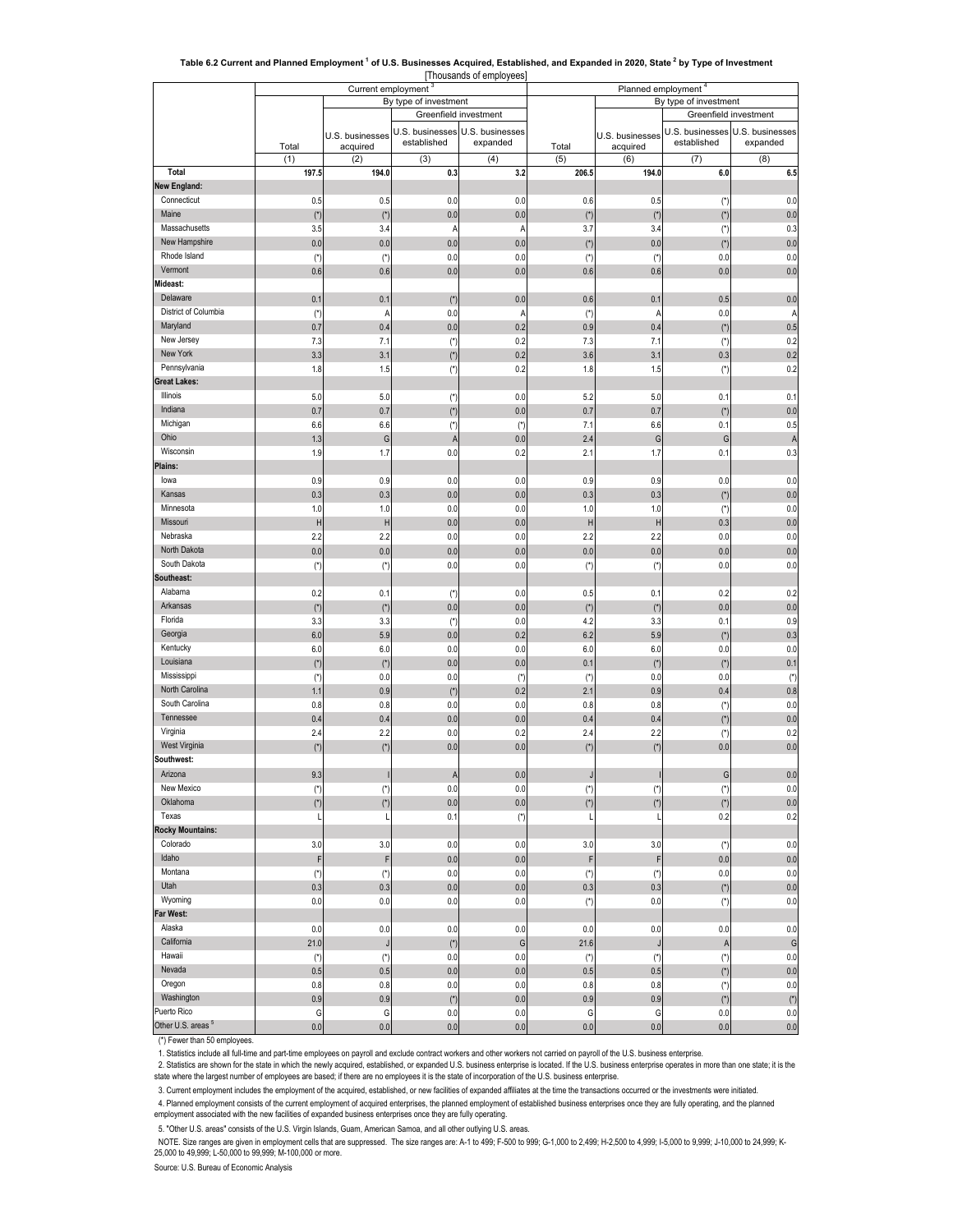**Table 6.2 Current and Planned Employment [1] of U.S. Businesses Acquired, Established, and Expanded in 2020, State [2] by Type of Investment**

[Thousands of employees]

| | Current employment [3] | | | | Planned employment [4] | | | |
|---|---|---|---|---|---|---|---|---|
| | | By type of investment | | | | By type of investment | | |
| | | | Greenfield investment | | | | Greenfield investment | |
| | Total | U.S. businesses acquired | U.S. businesses established | U.S. businesses expanded | Total | U.S. businesses acquired | U.S. businesses established | U.S. businesses expanded |
| | (1) | (2) | (3) | (4) | (5) | (6) | (7) | (8) |
| **Total** | **197.5** | **194.0** | **0.3** | **3.2** | **206.5** | **194.0** | **6.0** | **6.5** |
| **New England:** | | | | | | | | |
| Connecticut | 0.5 | 0.5 | 0.0 | 0.0 | 0.6 | 0.5 | (*) | 0.0 |
| Maine | (*) | (*) | 0.0 | 0.0 | (*) | (*) | (*) | 0.0 |
| Massachusetts | 3.5 | 3.4 | A | A | 3.7 | 3.4 | (*) | 0.3 |
| New Hampshire | 0.0 | 0.0 | 0.0 | 0.0 | (*) | 0.0 | (*) | 0.0 |
| Rhode Island | (*) | (*) | 0.0 | 0.0 | (*) | (*) | 0.0 | 0.0 |
| Vermont | 0.6 | 0.6 | 0.0 | 0.0 | 0.6 | 0.6 | 0.0 | 0.0 |
| **Mideast:** | | | | | | | | |
| Delaware | 0.1 | 0.1 | (*) | 0.0 | 0.6 | 0.1 | 0.5 | 0.0 |
| District of Columbia | (*) | A | 0.0 | A | (*) | A | 0.0 | A |
| Maryland | 0.7 | 0.4 | 0.0 | 0.2 | 0.9 | 0.4 | (*) | 0.5 |
| New Jersey | 7.3 | 7.1 | (*) | 0.2 | 7.3 | 7.1 | (*) | 0.2 |
| New York | 3.3 | 3.1 | (*) | 0.2 | 3.6 | 3.1 | 0.3 | 0.2 |
| Pennsylvania | 1.8 | 1.5 | (*) | 0.2 | 1.8 | 1.5 | (*) | 0.2 |
| **Great Lakes:** | | | | | | | | |
| Illinois | 5.0 | 5.0 | (*) | 0.0 | 5.2 | 5.0 | 0.1 | 0.1 |
| Indiana | 0.7 | 0.7 | (*) | 0.0 | 0.7 | 0.7 | (*) | 0.0 |
| Michigan | 6.6 | 6.6 | (*) | (*) | 7.1 | 6.6 | 0.1 | 0.5 |
| Ohio | 1.3 | G | A | 0.0 | 2.4 | G | G | A |
| Wisconsin | 1.9 | 1.7 | 0.0 | 0.2 | 2.1 | 1.7 | 0.1 | 0.3 |
| **Plains:** | | | | | | | | |
| Iowa | 0.9 | 0.9 | 0.0 | 0.0 | 0.9 | 0.9 | 0.0 | 0.0 |
| Kansas | 0.3 | 0.3 | 0.0 | 0.0 | 0.3 | 0.3 | (*) | 0.0 |
| Minnesota | 1.0 | 1.0 | 0.0 | 0.0 | 1.0 | 1.0 | (*) | 0.0 |
| Missouri | H | H | 0.0 | 0.0 | H | H | 0.3 | 0.0 |
| Nebraska | 2.2 | 2.2 | 0.0 | 0.0 | 2.2 | 2.2 | 0.0 | 0.0 |
| North Dakota | 0.0 | 0.0 | 0.0 | 0.0 | 0.0 | 0.0 | 0.0 | 0.0 |
| South Dakota | (*) | (*) | 0.0 | 0.0 | (*) | (*) | 0.0 | 0.0 |
| **Southeast:** | | | | | | | | |
| Alabama | 0.2 | 0.1 | (*) | 0.0 | 0.5 | 0.1 | 0.2 | 0.2 |
| Arkansas | (*) | (*) | 0.0 | 0.0 | (*) | (*) | 0.0 | 0.0 |
| Florida | 3.3 | 3.3 | (*) | 0.0 | 4.2 | 3.3 | 0.1 | 0.9 |
| Georgia | 6.0 | 5.9 | 0.0 | 0.2 | 6.2 | 5.9 | (*) | 0.3 |
| Kentucky | 6.0 | 6.0 | 0.0 | 0.0 | 6.0 | 6.0 | 0.0 | 0.0 |
| Louisiana | (*) | (*) | 0.0 | 0.0 | 0.1 | (*) | (*) | 0.1 |
| Mississippi | (*) | 0.0 | 0.0 | (*) | (*) | 0.0 | 0.0 | (*) |
| North Carolina | 1.1 | 0.9 | (*) | 0.2 | 2.1 | 0.9 | 0.4 | 0.8 |
| South Carolina | 0.8 | 0.8 | 0.0 | 0.0 | 0.8 | 0.8 | (*) | 0.0 |
| Tennessee | 0.4 | 0.4 | 0.0 | 0.0 | 0.4 | 0.4 | (*) | 0.0 |
| Virginia | 2.4 | 2.2 | 0.0 | 0.2 | 2.4 | 2.2 | (*) | 0.2 |
| West Virginia | (*) | (*) | 0.0 | 0.0 | (*) | (*) | 0.0 | 0.0 |
| **Southwest:** | | | | | | | | |
| Arizona | 9.3 | I | A | 0.0 | J | I | G | 0.0 |
| New Mexico | (*) | (*) | 0.0 | 0.0 | (*) | (*) | (*) | 0.0 |
| Oklahoma | (*) | (*) | 0.0 | 0.0 | (*) | (*) | (*) | 0.0 |
| Texas | L | L | 0.1 | (*) | L | L | 0.2 | 0.2 |
| **Rocky Mountains:** | | | | | | | | |
| Colorado | 3.0 | 3.0 | 0.0 | 0.0 | 3.0 | 3.0 | (*) | 0.0 |
| Idaho | F | F | 0.0 | 0.0 | F | F | 0.0 | 0.0 |
| Montana | (*) | (*) | 0.0 | 0.0 | (*) | (*) | 0.0 | 0.0 |
| Utah | 0.3 | 0.3 | 0.0 | 0.0 | 0.3 | 0.3 | (*) | 0.0 |
| Wyoming | 0.0 | 0.0 | 0.0 | 0.0 | (*) | 0.0 | (*) | 0.0 |
| **Far West:** | | | | | | | | |
| Alaska | 0.0 | 0.0 | 0.0 | 0.0 | 0.0 | 0.0 | 0.0 | 0.0 |
| California | 21.0 | J | (*) | G | 21.6 | J | A | G |
| Hawaii | (*) | (*) | 0.0 | 0.0 | (*) | (*) | (*) | 0.0 |
| Nevada | 0.5 | 0.5 | 0.0 | 0.0 | 0.5 | 0.5 | (*) | 0.0 |
| Oregon | 0.8 | 0.8 | 0.0 | 0.0 | 0.8 | 0.8 | (*) | 0.0 |
| Washington | 0.9 | 0.9 | (*) | 0.0 | 0.9 | 0.9 | (*) | (*) |
| Puerto Rico | G | G | 0.0 | 0.0 | G | G | 0.0 | 0.0 |
| Other U.S. areas [5] | 0.0 | 0.0 | 0.0 | 0.0 | 0.0 | 0.0 | 0.0 | 0.0 |

(*) Fewer than 50 employees.

1. Statistics include all full-time and part-time employees on payroll and exclude contract workers and other workers not carried on payroll of the U.S. business enterprise.

2. Statistics are shown for the state in which the newly acquired, established, or expanded U.S. business enterprise is located. If the U.S. business enterprise operates in more than one state; it is the state where the largest number of employees are based; if there are no employees it is the state of incorporation of the U.S. business enterprise.

3. Current employment includes the employment of the acquired, established, or new facilities of expanded affiliates at the time the transactions occurred or the investments were initiated.

4. Planned employment consists of the current employment of acquired enterprises, the planned employment of established business enterprises once they are fully operating, and the planned employment associated with the new facilities of expanded business enterprises once they are fully operating.

5. "Other U.S. areas" consists of the U.S. Virgin Islands, Guam, American Samoa, and all other outlying U.S. areas.

NOTE. Size ranges are given in employment cells that are suppressed. The size ranges are: A-1 to 499; F-500 to 999; G-1,000 to 2,499; H-2,500 to 4,999; I-5,000 to 9,999; J-10,000 to 24,999; K-25,000 to 49,999; L-50,000 to 99,999; M-100,000 or more.

Source: U.S. Bureau of Economic Analysis